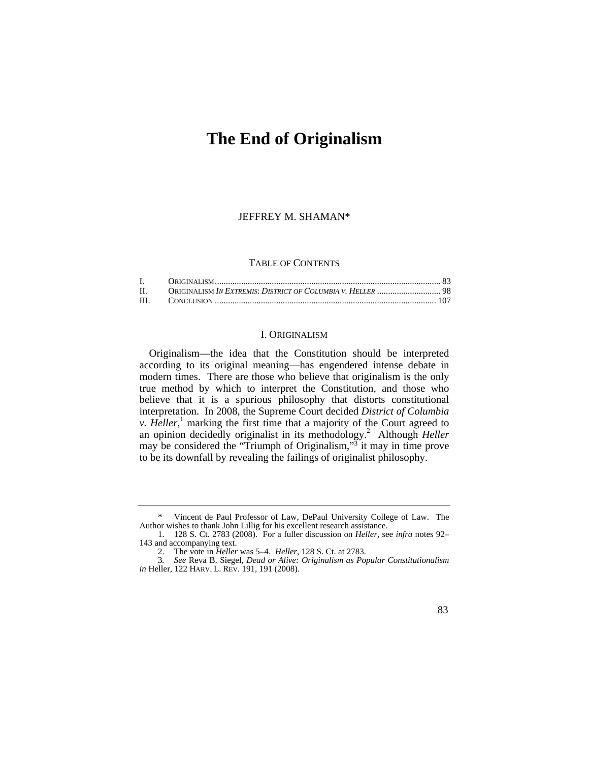# The End of Originalism

JEFFREY M. SHAMAN*

TABLE OF CONTENTS

| | | |
|---|---|---|
| I. | ORIGINALISM | 83 |
| II. | ORIGINALISM *IN EXTREMIS*: *DISTRICT OF COLUMBIA V. HELLER* | 98 |
| III. | CONCLUSION | 107 |

## I. ORIGINALISM

Originalism—the idea that the Constitution should be interpreted according to its original meaning—has engendered intense debate in modern times. There are those who believe that originalism is the only true method by which to interpret the Constitution, and those who believe that it is a spurious philosophy that distorts constitutional interpretation. In 2008, the Supreme Court decided *District of Columbia v. Heller*,[1] marking the first time that a majority of the Court agreed to an opinion decidedly originalist in its methodology.[2] Although *Heller* may be considered the "Triumph of Originalism,"[3] it may in time prove to be its downfall by revealing the failings of originalist philosophy.

---

\* Vincent de Paul Professor of Law, DePaul University College of Law. The Author wishes to thank John Lillig for his excellent research assistance.

1. 128 S. Ct. 2783 (2008). For a fuller discussion on *Heller*, see *infra* notes 92–143 and accompanying text.

2. The vote in *Heller* was 5–4. *Heller*, 128 S. Ct. at 2783.

3. *See* Reva B. Siegel, *Dead or Alive: Originalism as Popular Constitutionalism in* Heller, 122 HARV. L. REV. 191, 191 (2008).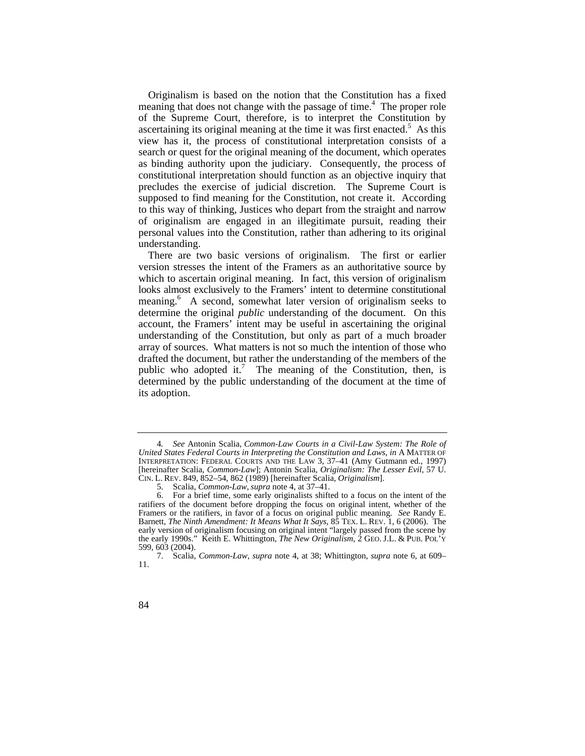Originalism is based on the notion that the Constitution has a fixed meaning that does not change with the passage of time.[4] The proper role of the Supreme Court, therefore, is to interpret the Constitution by ascertaining its original meaning at the time it was first enacted.[5] As this view has it, the process of constitutional interpretation consists of a search or quest for the original meaning of the document, which operates as binding authority upon the judiciary. Consequently, the process of constitutional interpretation should function as an objective inquiry that precludes the exercise of judicial discretion. The Supreme Court is supposed to find meaning for the Constitution, not create it. According to this way of thinking, Justices who depart from the straight and narrow of originalism are engaged in an illegitimate pursuit, reading their personal values into the Constitution, rather than adhering to its original understanding.

There are two basic versions of originalism. The first or earlier version stresses the intent of the Framers as an authoritative source by which to ascertain original meaning. In fact, this version of originalism looks almost exclusively to the Framers' intent to determine constitutional meaning.[6] A second, somewhat later version of originalism seeks to determine the original *public* understanding of the document. On this account, the Framers' intent may be useful in ascertaining the original understanding of the Constitution, but only as part of a much broader array of sources. What matters is not so much the intention of those who drafted the document, but rather the understanding of the members of the public who adopted it.[7] The meaning of the Constitution, then, is determined by the public understanding of the document at the time of its adoption.

---

4. *See* Antonin Scalia, *Common-Law Courts in a Civil-Law System: The Role of United States Federal Courts in Interpreting the Constitution and Laws*, *in* A MATTER OF INTERPRETATION: FEDERAL COURTS AND THE LAW 3, 37–41 (Amy Gutmann ed., 1997) [hereinafter Scalia, *Common-Law*]; Antonin Scalia, *Originalism: The Lesser Evil*, 57 U. CIN. L. REV. 849, 852–54, 862 (1989) [hereinafter Scalia, *Originalism*].

5. Scalia, *Common-Law*, *supra* note 4, at 37–41.

6. For a brief time, some early originalists shifted to a focus on the intent of the ratifiers of the document before dropping the focus on original intent, whether of the Framers or the ratifiers, in favor of a focus on original public meaning. *See* Randy E. Barnett, *The Ninth Amendment: It Means What It Says*, 85 TEX. L. REV. 1, 6 (2006). The early version of originalism focusing on original intent "largely passed from the scene by the early 1990s." Keith E. Whittington, *The New Originalism*, 2 GEO. J.L. & PUB. POL'Y 599, 603 (2004).

7. Scalia, *Common-Law*, *supra* note 4, at 38; Whittington, *supra* note 6, at 609–11.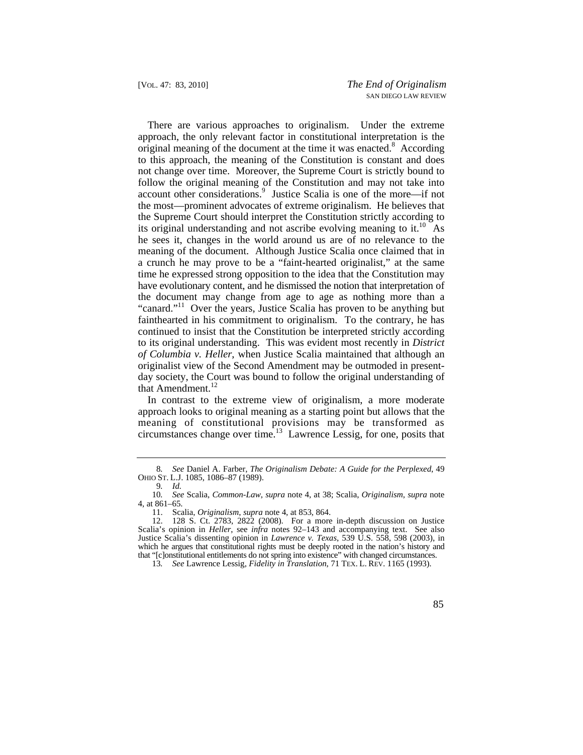There are various approaches to originalism. Under the extreme approach, the only relevant factor in constitutional interpretation is the original meaning of the document at the time it was enacted.[8] According to this approach, the meaning of the Constitution is constant and does not change over time. Moreover, the Supreme Court is strictly bound to follow the original meaning of the Constitution and may not take into account other considerations.[9] Justice Scalia is one of the more—if not the most—prominent advocates of extreme originalism. He believes that the Supreme Court should interpret the Constitution strictly according to its original understanding and not ascribe evolving meaning to it.[10] As he sees it, changes in the world around us are of no relevance to the meaning of the document. Although Justice Scalia once claimed that in a crunch he may prove to be a "faint-hearted originalist," at the same time he expressed strong opposition to the idea that the Constitution may have evolutionary content, and he dismissed the notion that interpretation of the document may change from age to age as nothing more than a "canard."[11] Over the years, Justice Scalia has proven to be anything but fainthearted in his commitment to originalism. To the contrary, he has continued to insist that the Constitution be interpreted strictly according to its original understanding. This was evident most recently in *District of Columbia v. Heller*, when Justice Scalia maintained that although an originalist view of the Second Amendment may be outmoded in present-day society, the Court was bound to follow the original understanding of that Amendment.[12]

In contrast to the extreme view of originalism, a more moderate approach looks to original meaning as a starting point but allows that the meaning of constitutional provisions may be transformed as circumstances change over time.[13] Lawrence Lessig, for one, posits that

---

8. *See* Daniel A. Farber, *The Originalism Debate: A Guide for the Perplexed*, 49 OHIO ST. L.J. 1085, 1086–87 (1989).

9. *Id.*

10. *See* Scalia, *Common-Law*, *supra* note 4, at 38; Scalia, *Originalism*, *supra* note 4, at 861–65.

11. Scalia, *Originalism*, *supra* note 4, at 853, 864.

12. 128 S. Ct. 2783, 2822 (2008). For a more in-depth discussion on Justice Scalia's opinion in *Heller*, see *infra* notes 92–143 and accompanying text. See also Justice Scalia's dissenting opinion in *Lawrence v. Texas*, 539 U.S. 558, 598 (2003), in which he argues that constitutional rights must be deeply rooted in the nation's history and that "[c]onstitutional entitlements do not spring into existence" with changed circumstances.

13. *See* Lawrence Lessig, *Fidelity in Translation*, 71 TEX. L. REV. 1165 (1993).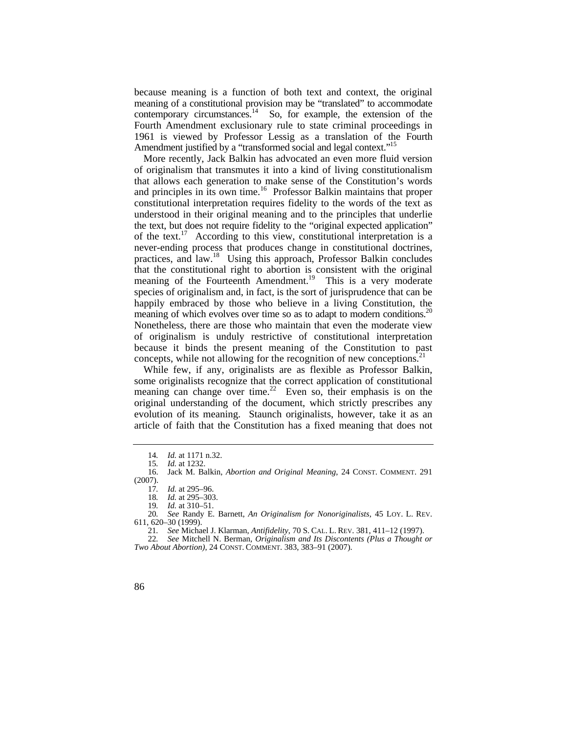because meaning is a function of both text and context, the original meaning of a constitutional provision may be "translated" to accommodate contemporary circumstances.[14] So, for example, the extension of the Fourth Amendment exclusionary rule to state criminal proceedings in 1961 is viewed by Professor Lessig as a translation of the Fourth Amendment justified by a "transformed social and legal context."[15]

More recently, Jack Balkin has advocated an even more fluid version of originalism that transmutes it into a kind of living constitutionalism that allows each generation to make sense of the Constitution's words and principles in its own time.[16] Professor Balkin maintains that proper constitutional interpretation requires fidelity to the words of the text as understood in their original meaning and to the principles that underlie the text, but does not require fidelity to the "original expected application" of the text.[17] According to this view, constitutional interpretation is a never-ending process that produces change in constitutional doctrines, practices, and law.[18] Using this approach, Professor Balkin concludes that the constitutional right to abortion is consistent with the original meaning of the Fourteenth Amendment.[19] This is a very moderate species of originalism and, in fact, is the sort of jurisprudence that can be happily embraced by those who believe in a living Constitution, the meaning of which evolves over time so as to adapt to modern conditions.[20] Nonetheless, there are those who maintain that even the moderate view of originalism is unduly restrictive of constitutional interpretation because it binds the present meaning of the Constitution to past concepts, while not allowing for the recognition of new conceptions.[21]

While few, if any, originalists are as flexible as Professor Balkin, some originalists recognize that the correct application of constitutional meaning can change over time.[22] Even so, their emphasis is on the original understanding of the document, which strictly prescribes any evolution of its meaning. Staunch originalists, however, take it as an article of faith that the Constitution has a fixed meaning that does not

---

14. *Id.* at 1171 n.32.

15. *Id.* at 1232.

16. Jack M. Balkin, *Abortion and Original Meaning*, 24 CONST. COMMENT. 291 (2007).

17. *Id.* at 295–96.

18. *Id.* at 295–303.

19. *Id.* at 310–51.

20. *See* Randy E. Barnett, *An Originalism for Nonoriginalists*, 45 LOY. L. REV. 611, 620–30 (1999).

21. *See* Michael J. Klarman, *Antifidelity*, 70 S. CAL. L. REV. 381, 411–12 (1997).

22. *See* Mitchell N. Berman, *Originalism and Its Discontents (Plus a Thought or Two About Abortion)*, 24 CONST. COMMENT. 383, 383–91 (2007).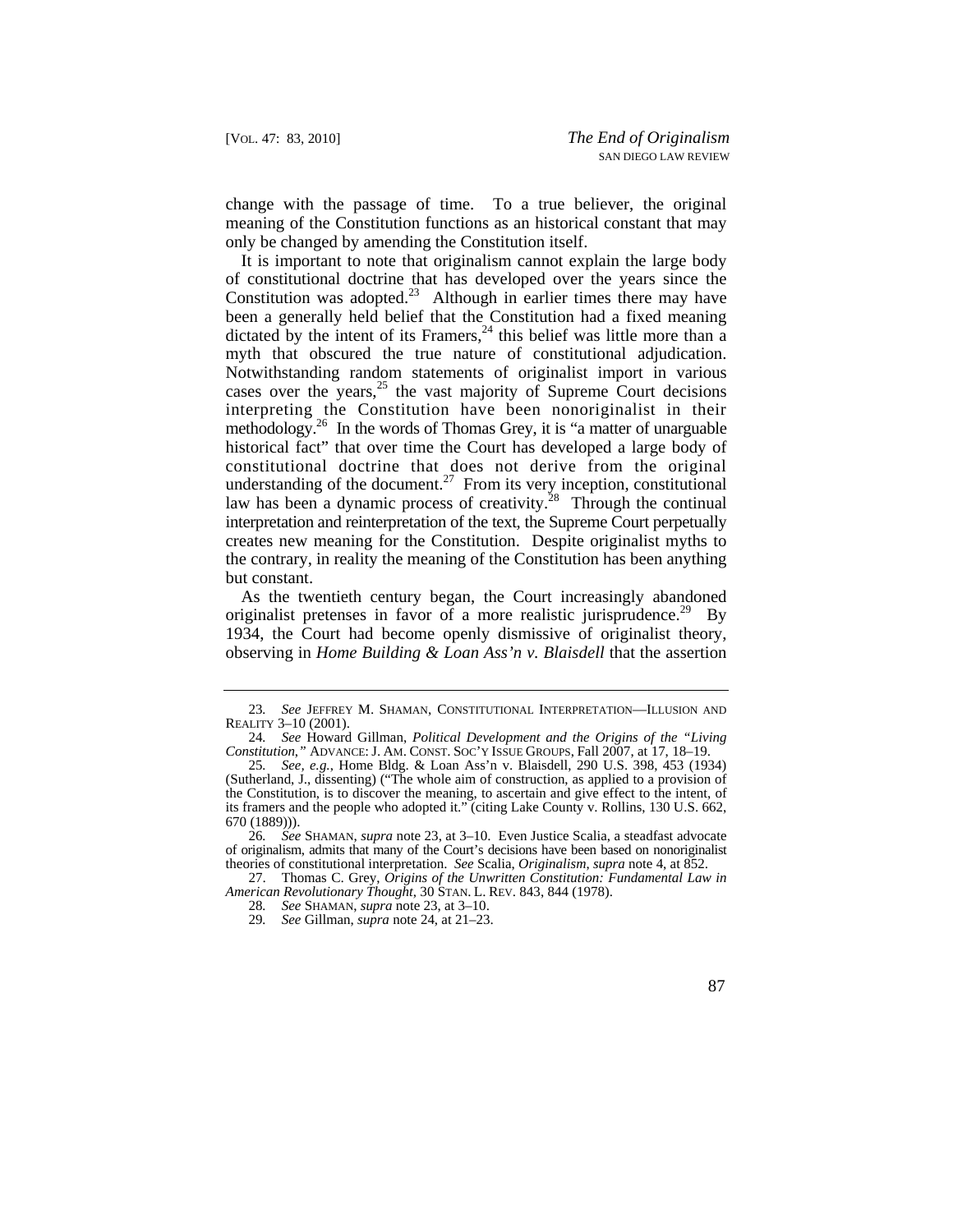change with the passage of time. To a true believer, the original meaning of the Constitution functions as an historical constant that may only be changed by amending the Constitution itself.

It is important to note that originalism cannot explain the large body of constitutional doctrine that has developed over the years since the Constitution was adopted.[23] Although in earlier times there may have been a generally held belief that the Constitution had a fixed meaning dictated by the intent of its Framers,[24] this belief was little more than a myth that obscured the true nature of constitutional adjudication. Notwithstanding random statements of originalist import in various cases over the years,[25] the vast majority of Supreme Court decisions interpreting the Constitution have been nonoriginalist in their methodology.[26] In the words of Thomas Grey, it is "a matter of unarguable historical fact" that over time the Court has developed a large body of constitutional doctrine that does not derive from the original understanding of the document.[27] From its very inception, constitutional law has been a dynamic process of creativity.[28] Through the continual interpretation and reinterpretation of the text, the Supreme Court perpetually creates new meaning for the Constitution. Despite originalist myths to the contrary, in reality the meaning of the Constitution has been anything but constant.

As the twentieth century began, the Court increasingly abandoned originalist pretenses in favor of a more realistic jurisprudence.[29] By 1934, the Court had become openly dismissive of originalist theory, observing in *Home Building & Loan Ass'n v. Blaisdell* that the assertion

---

23. *See* JEFFREY M. SHAMAN, CONSTITUTIONAL INTERPRETATION—ILLUSION AND REALITY 3–10 (2001).

24. *See* Howard Gillman, *Political Development and the Origins of the "Living Constitution,"* ADVANCE: J. AM. CONST. SOC'Y ISSUE GROUPS, Fall 2007, at 17, 18–19.

25. *See, e.g.*, Home Bldg. & Loan Ass'n v. Blaisdell, 290 U.S. 398, 453 (1934) (Sutherland, J., dissenting) ("The whole aim of construction, as applied to a provision of the Constitution, is to discover the meaning, to ascertain and give effect to the intent, of its framers and the people who adopted it." (citing Lake County v. Rollins, 130 U.S. 662, 670 (1889))).

26. *See* SHAMAN, *supra* note 23, at 3–10. Even Justice Scalia, a steadfast advocate of originalism, admits that many of the Court's decisions have been based on nonoriginalist theories of constitutional interpretation. *See* Scalia, *Originalism*, *supra* note 4, at 852.

27. Thomas C. Grey, *Origins of the Unwritten Constitution: Fundamental Law in American Revolutionary Thought*, 30 STAN. L. REV. 843, 844 (1978).

28. *See* SHAMAN, *supra* note 23, at 3–10.

29. *See* Gillman, *supra* note 24, at 21–23.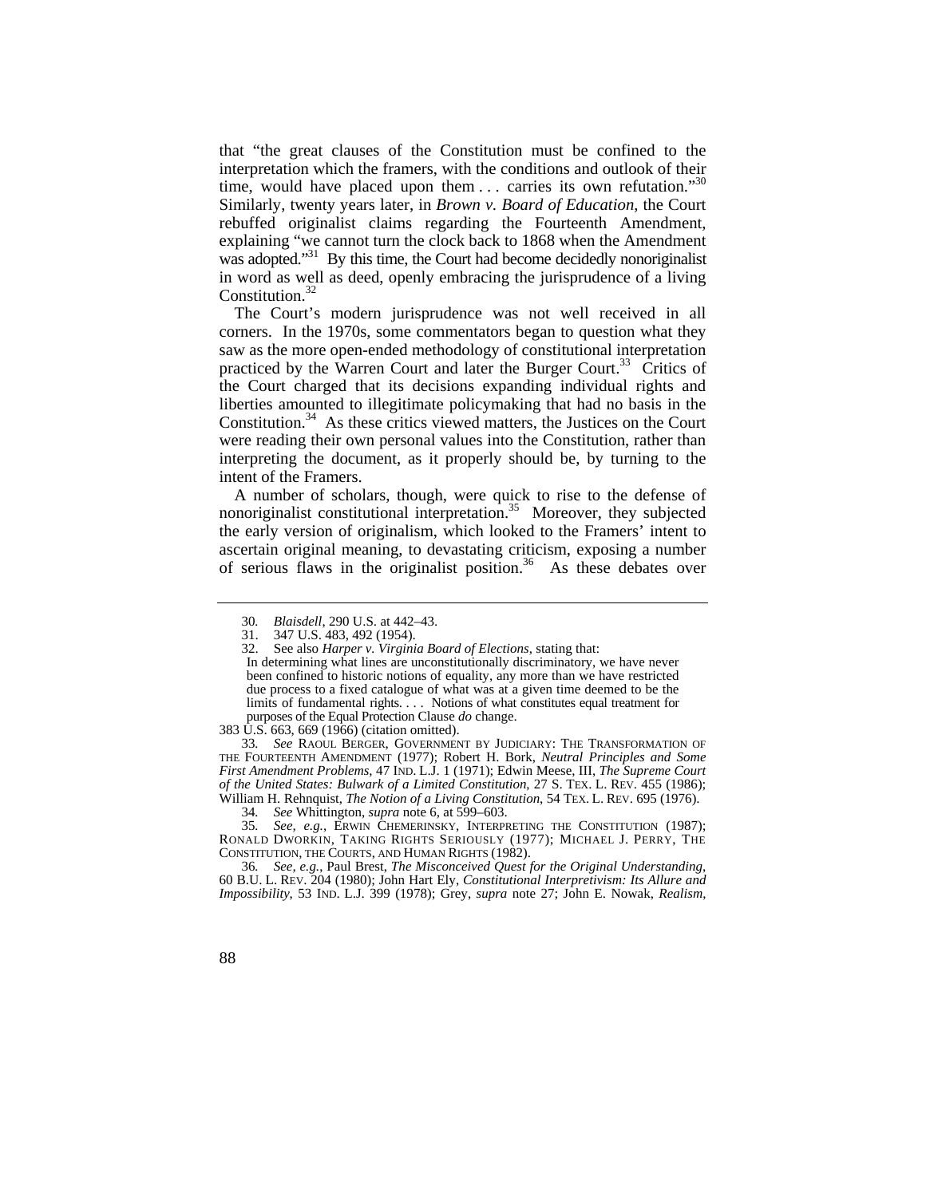that "the great clauses of the Constitution must be confined to the interpretation which the framers, with the conditions and outlook of their time, would have placed upon them . . . carries its own refutation."[30] Similarly, twenty years later, in *Brown v. Board of Education*, the Court rebuffed originalist claims regarding the Fourteenth Amendment, explaining "we cannot turn the clock back to 1868 when the Amendment was adopted."[31] By this time, the Court had become decidedly nonoriginalist in word as well as deed, openly embracing the jurisprudence of a living Constitution.[32]

The Court's modern jurisprudence was not well received in all corners. In the 1970s, some commentators began to question what they saw as the more open-ended methodology of constitutional interpretation practiced by the Warren Court and later the Burger Court.[33] Critics of the Court charged that its decisions expanding individual rights and liberties amounted to illegitimate policymaking that had no basis in the Constitution.[34] As these critics viewed matters, the Justices on the Court were reading their own personal values into the Constitution, rather than interpreting the document, as it properly should be, by turning to the intent of the Framers.

A number of scholars, though, were quick to rise to the defense of nonoriginalist constitutional interpretation.[35] Moreover, they subjected the early version of originalism, which looked to the Framers' intent to ascertain original meaning, to devastating criticism, exposing a number of serious flaws in the originalist position.[36] As these debates over

---

30. *Blaisdell*, 290 U.S. at 442–43.

31. 347 U.S. 483, 492 (1954).

32. See also *Harper v. Virginia Board of Elections*, stating that:

> In determining what lines are unconstitutionally discriminatory, we have never been confined to historic notions of equality, any more than we have restricted due process to a fixed catalogue of what was at a given time deemed to be the limits of fundamental rights. . . . Notions of what constitutes equal treatment for purposes of the Equal Protection Clause *do* change.

383 U.S. 663, 669 (1966) (citation omitted).

33. *See* RAOUL BERGER, GOVERNMENT BY JUDICIARY: THE TRANSFORMATION OF THE FOURTEENTH AMENDMENT (1977); Robert H. Bork, *Neutral Principles and Some First Amendment Problems*, 47 IND. L.J. 1 (1971); Edwin Meese, III, *The Supreme Court of the United States: Bulwark of a Limited Constitution*, 27 S. TEX. L. REV. 455 (1986); William H. Rehnquist, *The Notion of a Living Constitution*, 54 TEX. L. REV. 695 (1976).

34. *See* Whittington, *supra* note 6, at 599–603.

35. *See, e.g.*, ERWIN CHEMERINSKY, INTERPRETING THE CONSTITUTION (1987); RONALD DWORKIN, TAKING RIGHTS SERIOUSLY (1977); MICHAEL J. PERRY, THE CONSTITUTION, THE COURTS, AND HUMAN RIGHTS (1982).

36. *See, e.g.*, Paul Brest, *The Misconceived Quest for the Original Understanding*, 60 B.U. L. REV. 204 (1980); John Hart Ely, *Constitutional Interpretivism: Its Allure and Impossibility*, 53 IND. L.J. 399 (1978); Grey, *supra* note 27; John E. Nowak, *Realism,*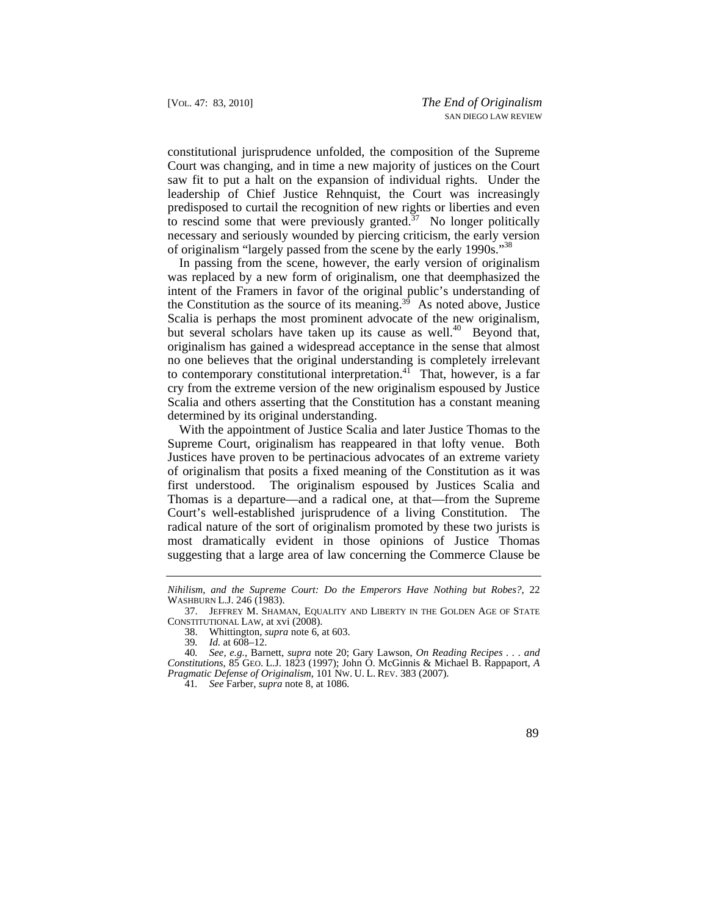constitutional jurisprudence unfolded, the composition of the Supreme Court was changing, and in time a new majority of justices on the Court saw fit to put a halt on the expansion of individual rights. Under the leadership of Chief Justice Rehnquist, the Court was increasingly predisposed to curtail the recognition of new rights or liberties and even to rescind some that were previously granted.[37] No longer politically necessary and seriously wounded by piercing criticism, the early version of originalism "largely passed from the scene by the early 1990s."[38]

In passing from the scene, however, the early version of originalism was replaced by a new form of originalism, one that deemphasized the intent of the Framers in favor of the original public's understanding of the Constitution as the source of its meaning.[39] As noted above, Justice Scalia is perhaps the most prominent advocate of the new originalism, but several scholars have taken up its cause as well.[40] Beyond that, originalism has gained a widespread acceptance in the sense that almost no one believes that the original understanding is completely irrelevant to contemporary constitutional interpretation.[41] That, however, is a far cry from the extreme version of the new originalism espoused by Justice Scalia and others asserting that the Constitution has a constant meaning determined by its original understanding.

With the appointment of Justice Scalia and later Justice Thomas to the Supreme Court, originalism has reappeared in that lofty venue. Both Justices have proven to be pertinacious advocates of an extreme variety of originalism that posits a fixed meaning of the Constitution as it was first understood. The originalism espoused by Justices Scalia and Thomas is a departure—and a radical one, at that—from the Supreme Court's well-established jurisprudence of a living Constitution. The radical nature of the sort of originalism promoted by these two jurists is most dramatically evident in those opinions of Justice Thomas suggesting that a large area of law concerning the Commerce Clause be

---

*Nihilism, and the Supreme Court: Do the Emperors Have Nothing but Robes?*, 22 WASHBURN L.J. 246 (1983).

37. JEFFREY M. SHAMAN, EQUALITY AND LIBERTY IN THE GOLDEN AGE OF STATE CONSTITUTIONAL LAW, at xvi (2008).

38. Whittington, *supra* note 6, at 603.

39. *Id.* at 608–12.

40. *See, e.g.*, Barnett, *supra* note 20; Gary Lawson, *On Reading Recipes . . . and Constitutions*, 85 GEO. L.J. 1823 (1997); John O. McGinnis & Michael B. Rappaport, *A Pragmatic Defense of Originalism*, 101 NW. U. L. REV. 383 (2007).

41. *See* Farber, *supra* note 8, at 1086.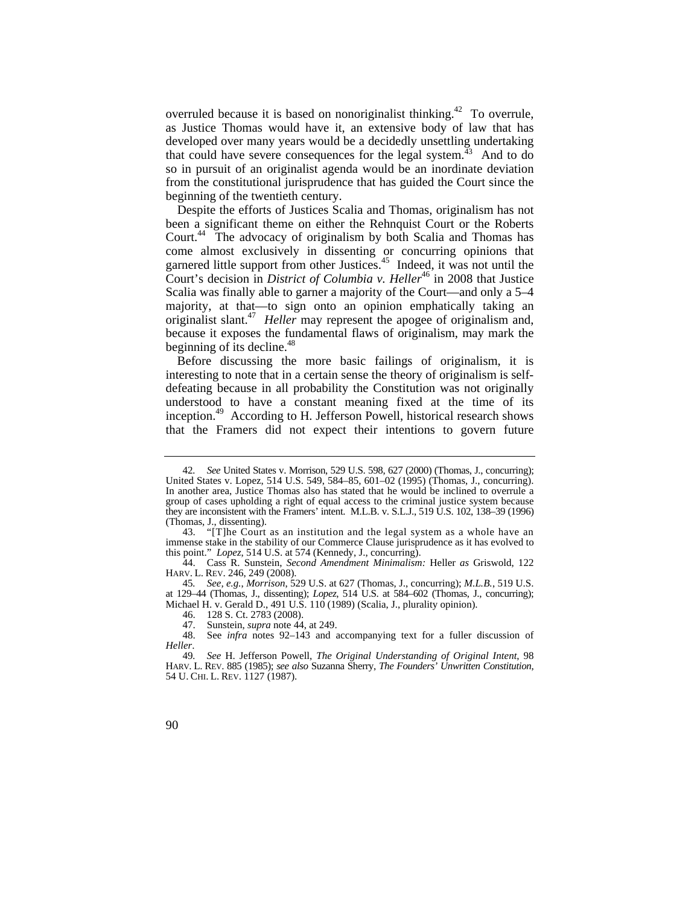overruled because it is based on nonoriginalist thinking.[42] To overrule, as Justice Thomas would have it, an extensive body of law that has developed over many years would be a decidedly unsettling undertaking that could have severe consequences for the legal system.[43] And to do so in pursuit of an originalist agenda would be an inordinate deviation from the constitutional jurisprudence that has guided the Court since the beginning of the twentieth century.

Despite the efforts of Justices Scalia and Thomas, originalism has not been a significant theme on either the Rehnquist Court or the Roberts Court.[44] The advocacy of originalism by both Scalia and Thomas has come almost exclusively in dissenting or concurring opinions that garnered little support from other Justices.[45] Indeed, it was not until the Court's decision in *District of Columbia v. Heller*[46] in 2008 that Justice Scalia was finally able to garner a majority of the Court—and only a 5–4 majority, at that—to sign onto an opinion emphatically taking an originalist slant.[47] *Heller* may represent the apogee of originalism and, because it exposes the fundamental flaws of originalism, may mark the beginning of its decline.[48]

Before discussing the more basic failings of originalism, it is interesting to note that in a certain sense the theory of originalism is self-defeating because in all probability the Constitution was not originally understood to have a constant meaning fixed at the time of its inception.[49] According to H. Jefferson Powell, historical research shows that the Framers did not expect their intentions to govern future

---

42. *See* United States v. Morrison, 529 U.S. 598, 627 (2000) (Thomas, J., concurring); United States v. Lopez, 514 U.S. 549, 584–85, 601–02 (1995) (Thomas, J., concurring). In another area, Justice Thomas also has stated that he would be inclined to overrule a group of cases upholding a right of equal access to the criminal justice system because they are inconsistent with the Framers' intent. M.L.B. v. S.L.J., 519 U.S. 102, 138–39 (1996) (Thomas, J., dissenting).

43. "[T]he Court as an institution and the legal system as a whole have an immense stake in the stability of our Commerce Clause jurisprudence as it has evolved to this point." *Lopez*, 514 U.S. at 574 (Kennedy, J., concurring).

44. Cass R. Sunstein, *Second Amendment Minimalism:* Heller *as* Griswold, 122 HARV. L. REV. 246, 249 (2008).

45. *See, e.g.*, *Morrison*, 529 U.S. at 627 (Thomas, J., concurring); *M.L.B.*, 519 U.S. at 129–44 (Thomas, J., dissenting); *Lopez*, 514 U.S. at 584–602 (Thomas, J., concurring); Michael H. v. Gerald D., 491 U.S. 110 (1989) (Scalia, J., plurality opinion).

46. 128 S. Ct. 2783 (2008).

47. Sunstein, *supra* note 44, at 249.

48. See *infra* notes 92–143 and accompanying text for a fuller discussion of *Heller*.

49. *See* H. Jefferson Powell, *The Original Understanding of Original Intent*, 98 HARV. L. REV. 885 (1985); *see also* Suzanna Sherry, *The Founders' Unwritten Constitution*, 54 U. CHI. L. REV. 1127 (1987).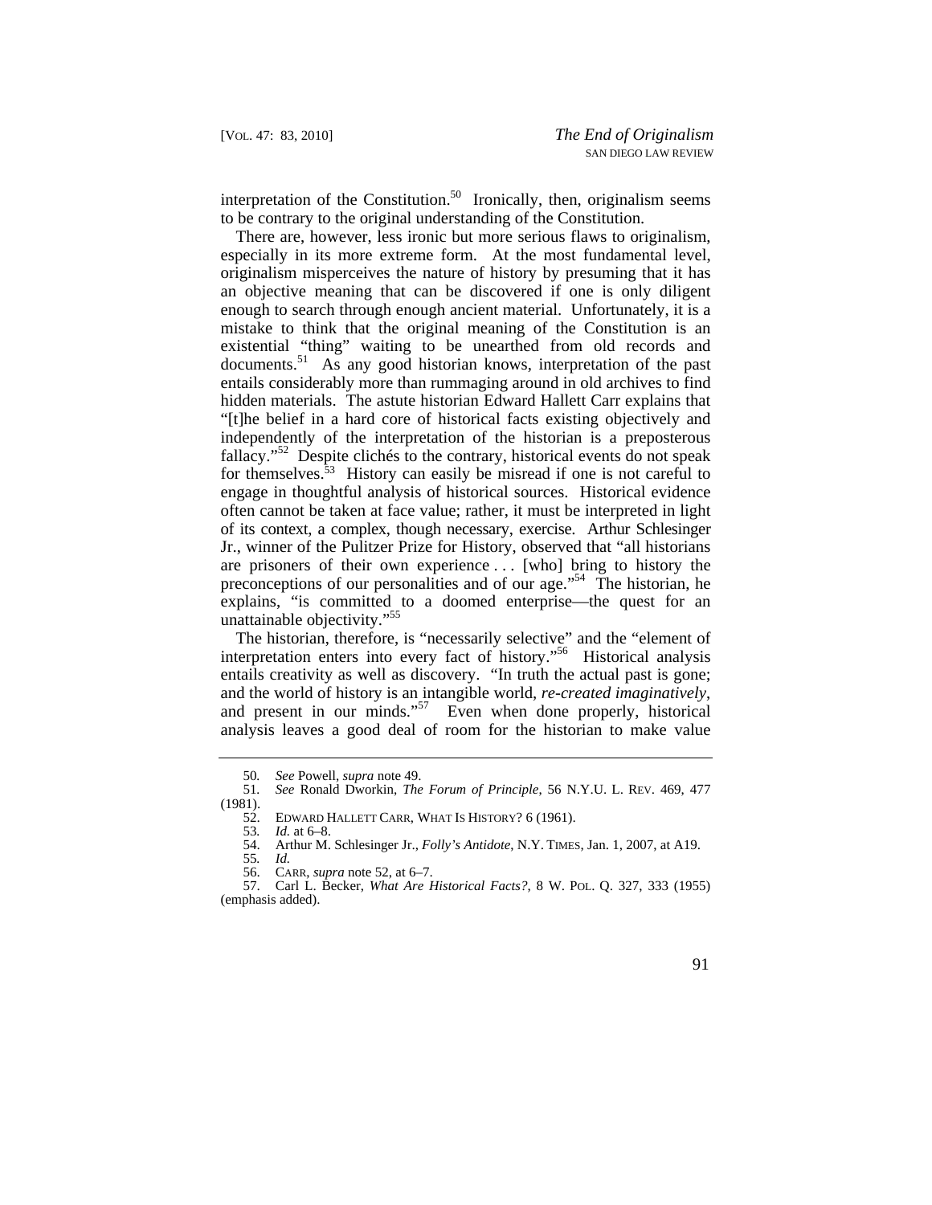interpretation of the Constitution.[50] Ironically, then, originalism seems to be contrary to the original understanding of the Constitution.

There are, however, less ironic but more serious flaws to originalism, especially in its more extreme form. At the most fundamental level, originalism misperceives the nature of history by presuming that it has an objective meaning that can be discovered if one is only diligent enough to search through enough ancient material. Unfortunately, it is a mistake to think that the original meaning of the Constitution is an existential "thing" waiting to be unearthed from old records and documents.[51] As any good historian knows, interpretation of the past entails considerably more than rummaging around in old archives to find hidden materials. The astute historian Edward Hallett Carr explains that "[t]he belief in a hard core of historical facts existing objectively and independently of the interpretation of the historian is a preposterous fallacy."[52] Despite clichés to the contrary, historical events do not speak for themselves.[53] History can easily be misread if one is not careful to engage in thoughtful analysis of historical sources. Historical evidence often cannot be taken at face value; rather, it must be interpreted in light of its context, a complex, though necessary, exercise. Arthur Schlesinger Jr., winner of the Pulitzer Prize for History, observed that "all historians are prisoners of their own experience . . . [who] bring to history the preconceptions of our personalities and of our age."[54] The historian, he explains, "is committed to a doomed enterprise—the quest for an unattainable objectivity."[55]

The historian, therefore, is "necessarily selective" and the "element of interpretation enters into every fact of history."[56] Historical analysis entails creativity as well as discovery. "In truth the actual past is gone; and the world of history is an intangible world, *re-created imaginatively*, and present in our minds."[57] Even when done properly, historical analysis leaves a good deal of room for the historian to make value

---

50. *See* Powell, *supra* note 49.

51. *See* Ronald Dworkin, *The Forum of Principle*, 56 N.Y.U. L. REV. 469, 477 (1981).

52. EDWARD HALLETT CARR, WHAT IS HISTORY? 6 (1961).

53. *Id.* at 6–8.

54. Arthur M. Schlesinger Jr., *Folly's Antidote*, N.Y. TIMES, Jan. 1, 2007, at A19.

55. *Id.*

56. CARR, *supra* note 52, at 6–7.

57. Carl L. Becker, *What Are Historical Facts?*, 8 W. POL. Q. 327, 333 (1955) (emphasis added).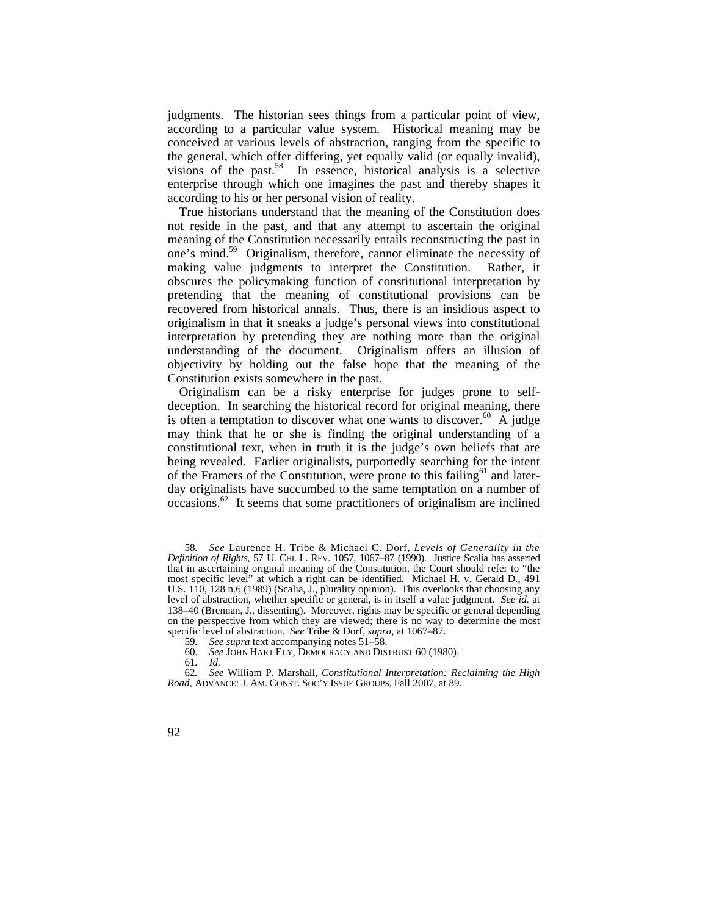judgments. The historian sees things from a particular point of view, according to a particular value system. Historical meaning may be conceived at various levels of abstraction, ranging from the specific to the general, which offer differing, yet equally valid (or equally invalid), visions of the past.[58] In essence, historical analysis is a selective enterprise through which one imagines the past and thereby shapes it according to his or her personal vision of reality.

True historians understand that the meaning of the Constitution does not reside in the past, and that any attempt to ascertain the original meaning of the Constitution necessarily entails reconstructing the past in one's mind.[59] Originalism, therefore, cannot eliminate the necessity of making value judgments to interpret the Constitution. Rather, it obscures the policymaking function of constitutional interpretation by pretending that the meaning of constitutional provisions can be recovered from historical annals. Thus, there is an insidious aspect to originalism in that it sneaks a judge's personal views into constitutional interpretation by pretending they are nothing more than the original understanding of the document. Originalism offers an illusion of objectivity by holding out the false hope that the meaning of the Constitution exists somewhere in the past.

Originalism can be a risky enterprise for judges prone to self-deception. In searching the historical record for original meaning, there is often a temptation to discover what one wants to discover.[60] A judge may think that he or she is finding the original understanding of a constitutional text, when in truth it is the judge's own beliefs that are being revealed. Earlier originalists, purportedly searching for the intent of the Framers of the Constitution, were prone to this failing[61] and later-day originalists have succumbed to the same temptation on a number of occasions.[62] It seems that some practitioners of originalism are inclined

---

58. *See* Laurence H. Tribe & Michael C. Dorf, *Levels of Generality in the Definition of Rights*, 57 U. CHI. L. REV. 1057, 1067–87 (1990). Justice Scalia has asserted that in ascertaining original meaning of the Constitution, the Court should refer to "the most specific level" at which a right can be identified. Michael H. v. Gerald D., 491 U.S. 110, 128 n.6 (1989) (Scalia, J., plurality opinion). This overlooks that choosing any level of abstraction, whether specific or general, is in itself a value judgment. *See id.* at 138–40 (Brennan, J., dissenting). Moreover, rights may be specific or general depending on the perspective from which they are viewed; there is no way to determine the most specific level of abstraction. *See* Tribe & Dorf, *supra*, at 1067–87.

59. *See supra* text accompanying notes 51–58.

60. *See* JOHN HART ELY, DEMOCRACY AND DISTRUST 60 (1980).

61. *Id.*

62. *See* William P. Marshall, *Constitutional Interpretation: Reclaiming the High Road*, ADVANCE: J. AM. CONST. SOC'Y ISSUE GROUPS, Fall 2007, at 89.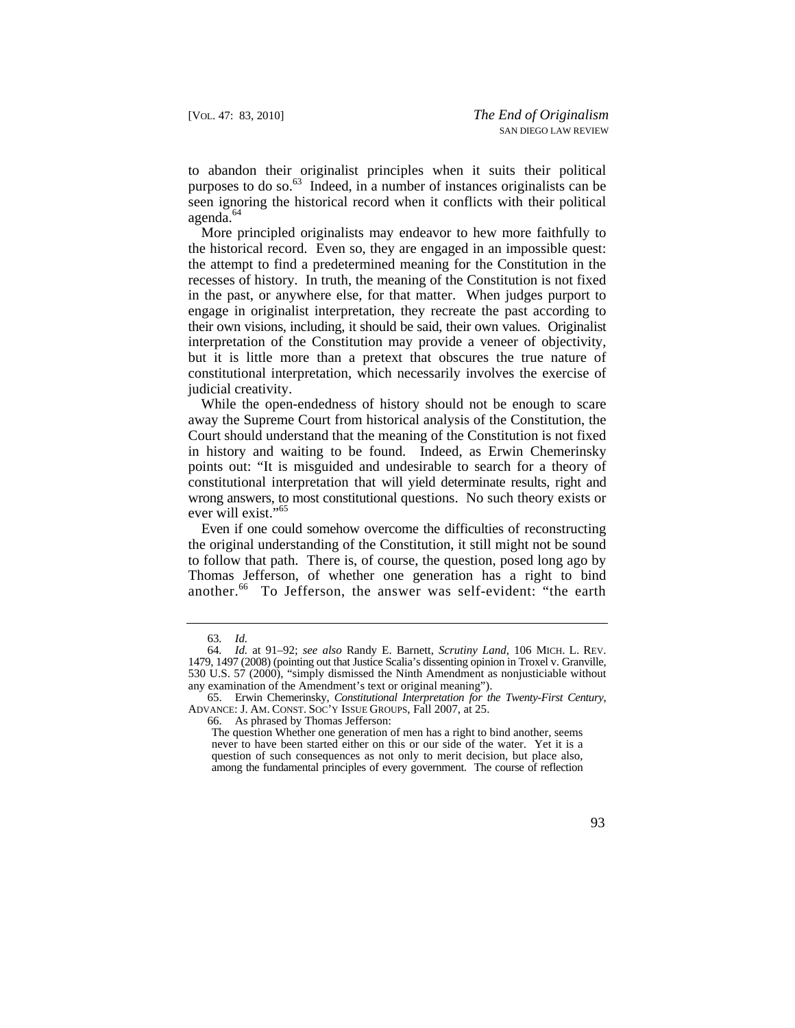to abandon their originalist principles when it suits their political purposes to do so.[63] Indeed, in a number of instances originalists can be seen ignoring the historical record when it conflicts with their political agenda.[64]

More principled originalists may endeavor to hew more faithfully to the historical record. Even so, they are engaged in an impossible quest: the attempt to find a predetermined meaning for the Constitution in the recesses of history. In truth, the meaning of the Constitution is not fixed in the past, or anywhere else, for that matter. When judges purport to engage in originalist interpretation, they recreate the past according to their own visions, including, it should be said, their own values. Originalist interpretation of the Constitution may provide a veneer of objectivity, but it is little more than a pretext that obscures the true nature of constitutional interpretation, which necessarily involves the exercise of judicial creativity.

While the open-endedness of history should not be enough to scare away the Supreme Court from historical analysis of the Constitution, the Court should understand that the meaning of the Constitution is not fixed in history and waiting to be found. Indeed, as Erwin Chemerinsky points out: "It is misguided and undesirable to search for a theory of constitutional interpretation that will yield determinate results, right and wrong answers, to most constitutional questions. No such theory exists or ever will exist."[65]

Even if one could somehow overcome the difficulties of reconstructing the original understanding of the Constitution, it still might not be sound to follow that path. There is, of course, the question, posed long ago by Thomas Jefferson, of whether one generation has a right to bind another.[66] To Jefferson, the answer was self-evident: "the earth

---

63. *Id.*

64. *Id.* at 91–92; *see also* Randy E. Barnett, *Scrutiny Land*, 106 MICH. L. REV. 1479, 1497 (2008) (pointing out that Justice Scalia's dissenting opinion in Troxel v. Granville, 530 U.S. 57 (2000), "simply dismissed the Ninth Amendment as nonjusticiable without any examination of the Amendment's text or original meaning").

65. Erwin Chemerinsky, *Constitutional Interpretation for the Twenty-First Century*, ADVANCE: J. AM. CONST. SOC'Y ISSUE GROUPS, Fall 2007, at 25.

66. As phrased by Thomas Jefferson:

> The question Whether one generation of men has a right to bind another, seems never to have been started either on this or our side of the water. Yet it is a question of such consequences as not only to merit decision, but place also, among the fundamental principles of every government. The course of reflection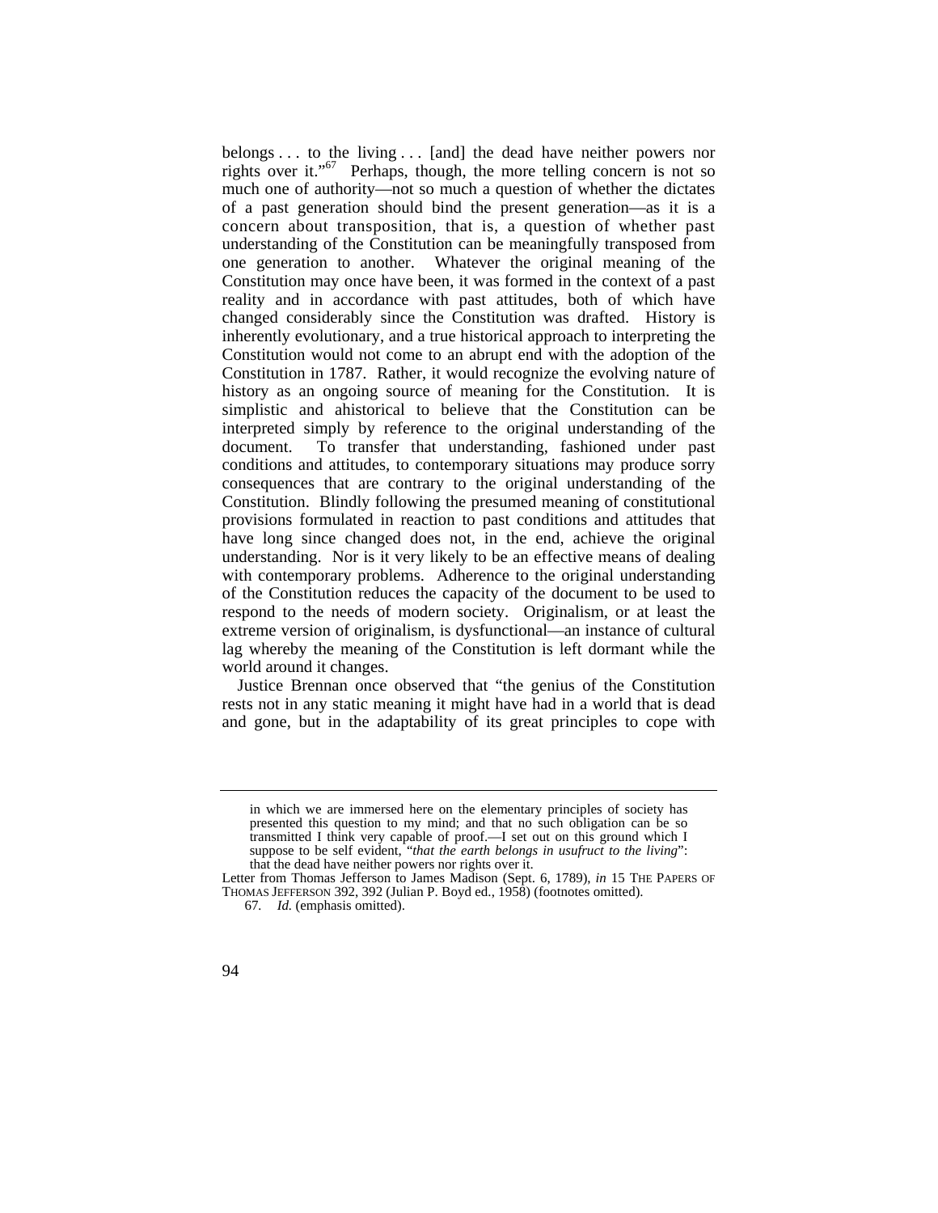belongs . . . to the living . . . [and] the dead have neither powers nor rights over it."[67] Perhaps, though, the more telling concern is not so much one of authority—not so much a question of whether the dictates of a past generation should bind the present generation—as it is a concern about transposition, that is, a question of whether past understanding of the Constitution can be meaningfully transposed from one generation to another. Whatever the original meaning of the Constitution may once have been, it was formed in the context of a past reality and in accordance with past attitudes, both of which have changed considerably since the Constitution was drafted. History is inherently evolutionary, and a true historical approach to interpreting the Constitution would not come to an abrupt end with the adoption of the Constitution in 1787. Rather, it would recognize the evolving nature of history as an ongoing source of meaning for the Constitution. It is simplistic and ahistorical to believe that the Constitution can be interpreted simply by reference to the original understanding of the document. To transfer that understanding, fashioned under past conditions and attitudes, to contemporary situations may produce sorry consequences that are contrary to the original understanding of the Constitution. Blindly following the presumed meaning of constitutional provisions formulated in reaction to past conditions and attitudes that have long since changed does not, in the end, achieve the original understanding. Nor is it very likely to be an effective means of dealing with contemporary problems. Adherence to the original understanding of the Constitution reduces the capacity of the document to be used to respond to the needs of modern society. Originalism, or at least the extreme version of originalism, is dysfunctional—an instance of cultural lag whereby the meaning of the Constitution is left dormant while the world around it changes.

Justice Brennan once observed that "the genius of the Constitution rests not in any static meaning it might have had in a world that is dead and gone, but in the adaptability of its great principles to cope with

---

> in which we are immersed here on the elementary principles of society has presented this question to my mind; and that no such obligation can be so transmitted I think very capable of proof.—I set out on this ground which I suppose to be self evident, "*that the earth belongs in usufruct to the living*": that the dead have neither powers nor rights over it.

Letter from Thomas Jefferson to James Madison (Sept. 6, 1789), *in* 15 THE PAPERS OF THOMAS JEFFERSON 392, 392 (Julian P. Boyd ed., 1958) (footnotes omitted).

67. *Id.* (emphasis omitted).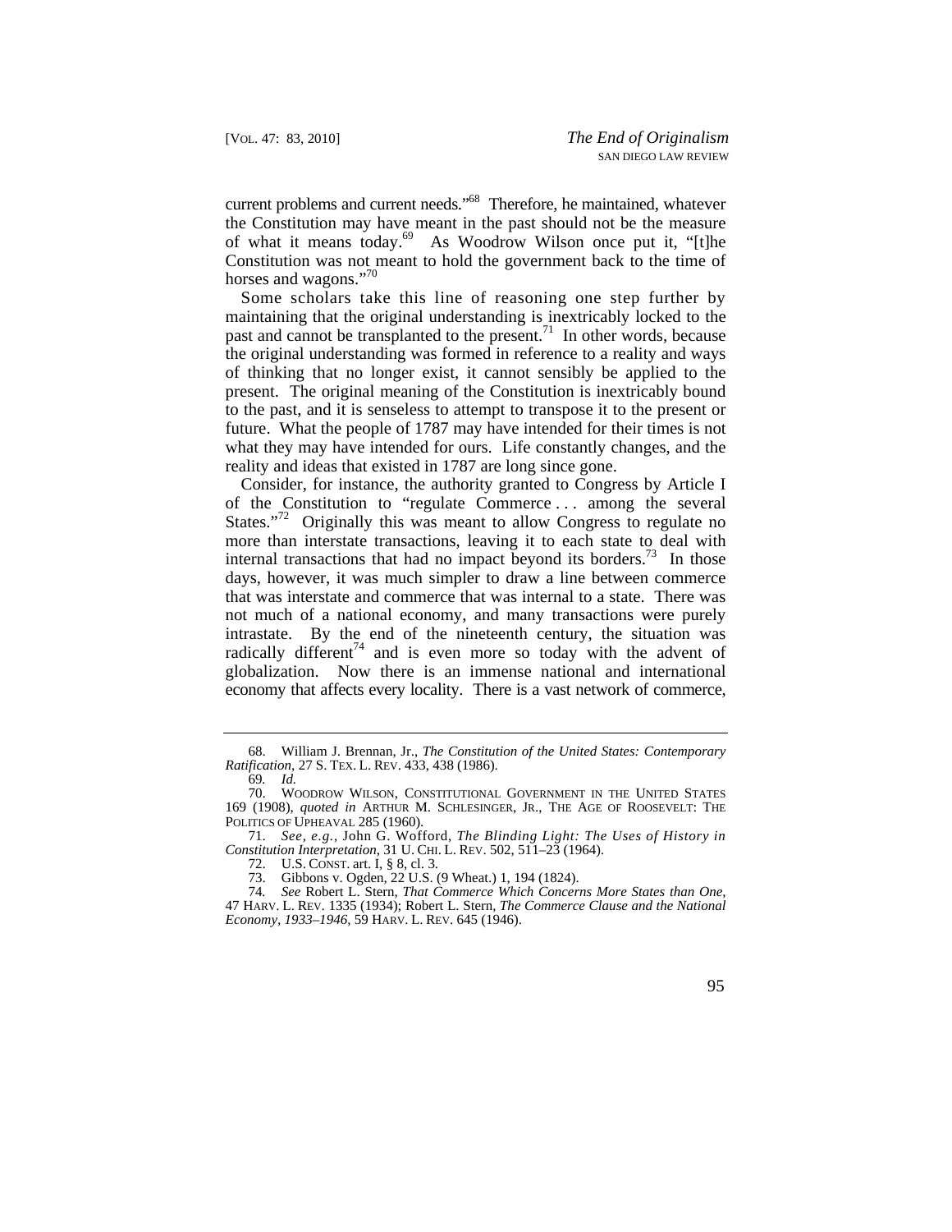current problems and current needs."[68] Therefore, he maintained, whatever the Constitution may have meant in the past should not be the measure of what it means today.[69] As Woodrow Wilson once put it, "[t]he Constitution was not meant to hold the government back to the time of horses and wagons."[70]

Some scholars take this line of reasoning one step further by maintaining that the original understanding is inextricably locked to the past and cannot be transplanted to the present.[71] In other words, because the original understanding was formed in reference to a reality and ways of thinking that no longer exist, it cannot sensibly be applied to the present. The original meaning of the Constitution is inextricably bound to the past, and it is senseless to attempt to transpose it to the present or future. What the people of 1787 may have intended for their times is not what they may have intended for ours. Life constantly changes, and the reality and ideas that existed in 1787 are long since gone.

Consider, for instance, the authority granted to Congress by Article I of the Constitution to "regulate Commerce . . . among the several States."[72] Originally this was meant to allow Congress to regulate no more than interstate transactions, leaving it to each state to deal with internal transactions that had no impact beyond its borders.[73] In those days, however, it was much simpler to draw a line between commerce that was interstate and commerce that was internal to a state. There was not much of a national economy, and many transactions were purely intrastate. By the end of the nineteenth century, the situation was radically different[74] and is even more so today with the advent of globalization. Now there is an immense national and international economy that affects every locality. There is a vast network of commerce,

---

68. William J. Brennan, Jr., *The Constitution of the United States: Contemporary Ratification*, 27 S. TEX. L. REV. 433, 438 (1986).

69. *Id.*

70. WOODROW WILSON, CONSTITUTIONAL GOVERNMENT IN THE UNITED STATES 169 (1908), *quoted in* ARTHUR M. SCHLESINGER, JR., THE AGE OF ROOSEVELT: THE POLITICS OF UPHEAVAL 285 (1960).

71. *See, e.g.*, John G. Wofford, *The Blinding Light: The Uses of History in Constitution Interpretation*, 31 U. CHI. L. REV. 502, 511–23 (1964).

72. U.S. CONST. art. I, § 8, cl. 3.

73. Gibbons v. Ogden, 22 U.S. (9 Wheat.) 1, 194 (1824).

74. *See* Robert L. Stern, *That Commerce Which Concerns More States than One*, 47 HARV. L. REV. 1335 (1934); Robert L. Stern, *The Commerce Clause and the National Economy, 1933–1946*, 59 HARV. L. REV. 645 (1946).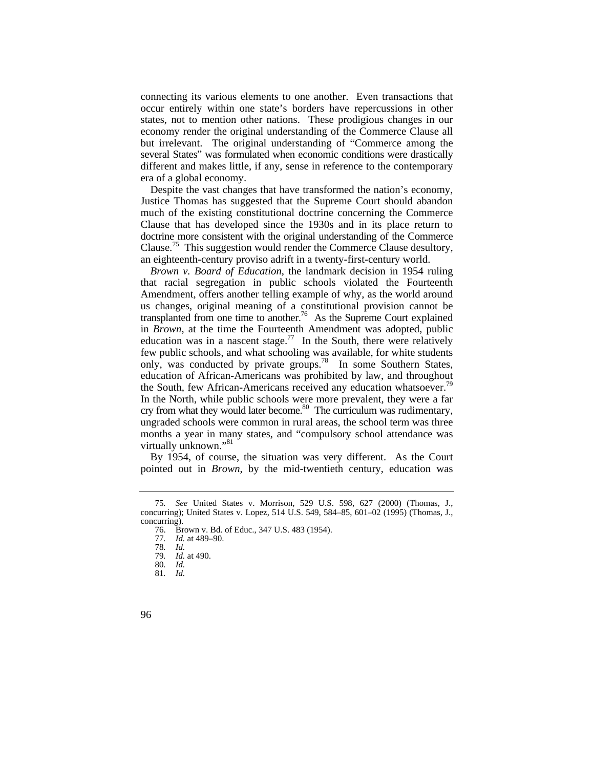connecting its various elements to one another. Even transactions that occur entirely within one state's borders have repercussions in other states, not to mention other nations. These prodigious changes in our economy render the original understanding of the Commerce Clause all but irrelevant. The original understanding of "Commerce among the several States" was formulated when economic conditions were drastically different and makes little, if any, sense in reference to the contemporary era of a global economy.

Despite the vast changes that have transformed the nation's economy, Justice Thomas has suggested that the Supreme Court should abandon much of the existing constitutional doctrine concerning the Commerce Clause that has developed since the 1930s and in its place return to doctrine more consistent with the original understanding of the Commerce Clause.[75] This suggestion would render the Commerce Clause desultory, an eighteenth-century proviso adrift in a twenty-first-century world.

*Brown v. Board of Education*, the landmark decision in 1954 ruling that racial segregation in public schools violated the Fourteenth Amendment, offers another telling example of why, as the world around us changes, original meaning of a constitutional provision cannot be transplanted from one time to another.[76] As the Supreme Court explained in *Brown*, at the time the Fourteenth Amendment was adopted, public education was in a nascent stage.[77] In the South, there were relatively few public schools, and what schooling was available, for white students only, was conducted by private groups.[78] In some Southern States, education of African-Americans was prohibited by law, and throughout the South, few African-Americans received any education whatsoever.[79] In the North, while public schools were more prevalent, they were a far cry from what they would later become.[80] The curriculum was rudimentary, ungraded schools were common in rural areas, the school term was three months a year in many states, and "compulsory school attendance was virtually unknown."[81]

By 1954, of course, the situation was very different. As the Court pointed out in *Brown*, by the mid-twentieth century, education was

---

75. *See* United States v. Morrison, 529 U.S. 598, 627 (2000) (Thomas, J., concurring); United States v. Lopez, 514 U.S. 549, 584–85, 601–02 (1995) (Thomas, J., concurring).

76. Brown v. Bd. of Educ., 347 U.S. 483 (1954).

77. *Id.* at 489–90.

78. *Id.*

79. *Id.* at 490.

80. *Id.*

81. *Id.*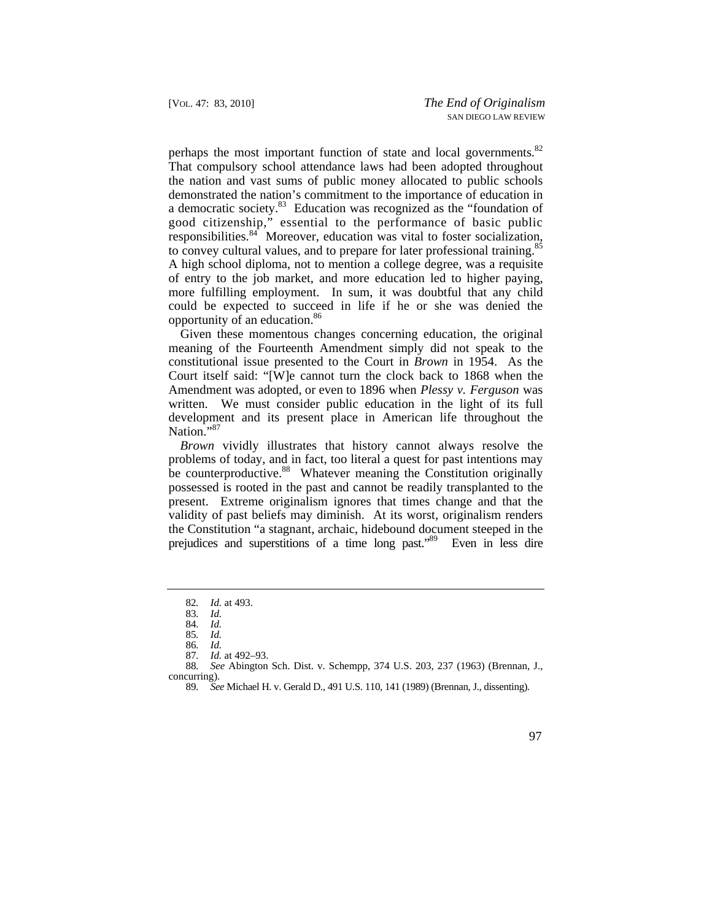perhaps the most important function of state and local governments.[82] That compulsory school attendance laws had been adopted throughout the nation and vast sums of public money allocated to public schools demonstrated the nation's commitment to the importance of education in a democratic society.[83] Education was recognized as the "foundation of good citizenship," essential to the performance of basic public responsibilities.[84] Moreover, education was vital to foster socialization, to convey cultural values, and to prepare for later professional training.[85] A high school diploma, not to mention a college degree, was a requisite of entry to the job market, and more education led to higher paying, more fulfilling employment. In sum, it was doubtful that any child could be expected to succeed in life if he or she was denied the opportunity of an education.[86]

Given these momentous changes concerning education, the original meaning of the Fourteenth Amendment simply did not speak to the constitutional issue presented to the Court in *Brown* in 1954. As the Court itself said: "[W]e cannot turn the clock back to 1868 when the Amendment was adopted, or even to 1896 when *Plessy v. Ferguson* was written. We must consider public education in the light of its full development and its present place in American life throughout the Nation."[87]

*Brown* vividly illustrates that history cannot always resolve the problems of today, and in fact, too literal a quest for past intentions may be counterproductive.[88] Whatever meaning the Constitution originally possessed is rooted in the past and cannot be readily transplanted to the present. Extreme originalism ignores that times change and that the validity of past beliefs may diminish. At its worst, originalism renders the Constitution "a stagnant, archaic, hidebound document steeped in the prejudices and superstitions of a time long past."[89] Even in less dire

---

82. *Id.* at 493.
83. *Id.*
84. *Id.*
85. *Id.*
86. *Id.*
87. *Id.* at 492–93.
88. *See* Abington Sch. Dist. v. Schempp, 374 U.S. 203, 237 (1963) (Brennan, J., concurring).
89. *See* Michael H. v. Gerald D., 491 U.S. 110, 141 (1989) (Brennan, J., dissenting).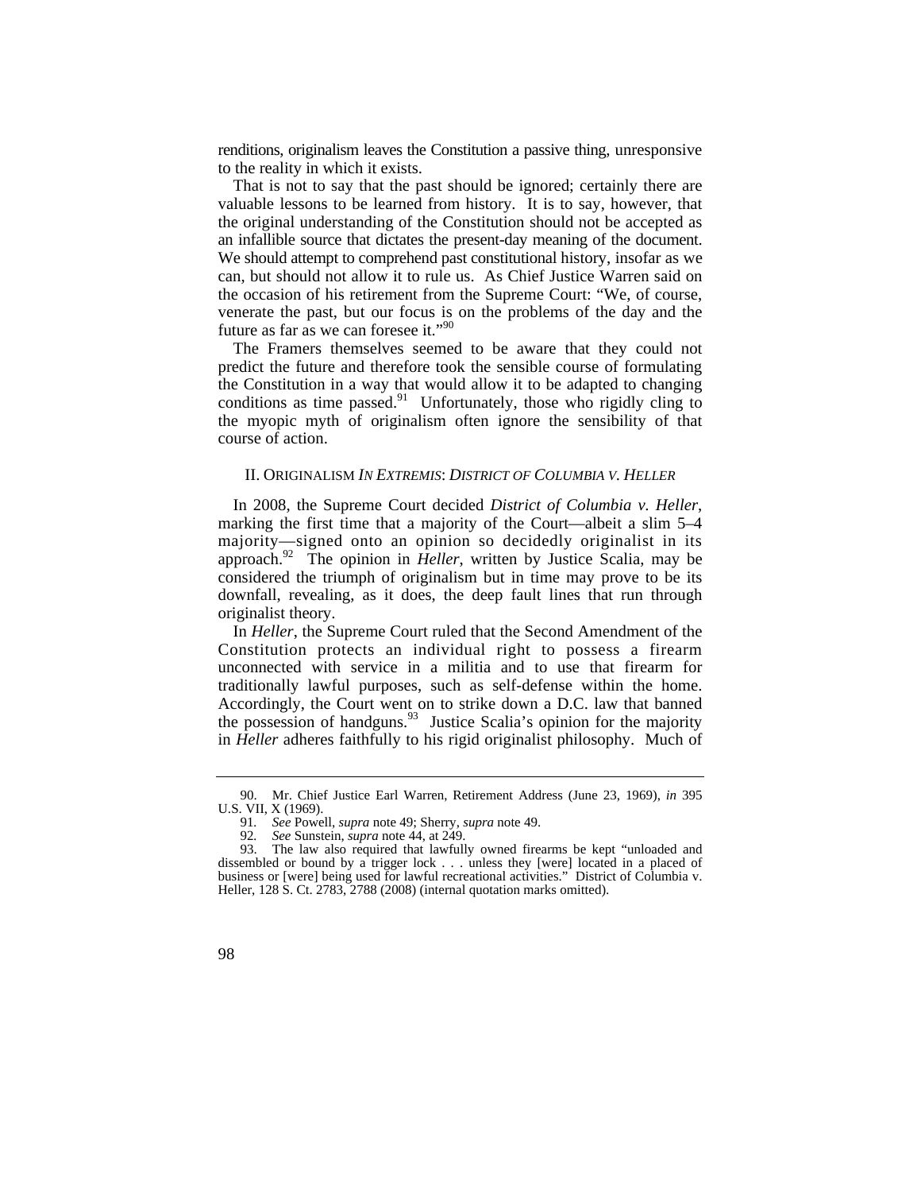renditions, originalism leaves the Constitution a passive thing, unresponsive to the reality in which it exists.

That is not to say that the past should be ignored; certainly there are valuable lessons to be learned from history. It is to say, however, that the original understanding of the Constitution should not be accepted as an infallible source that dictates the present-day meaning of the document. We should attempt to comprehend past constitutional history, insofar as we can, but should not allow it to rule us. As Chief Justice Warren said on the occasion of his retirement from the Supreme Court: "We, of course, venerate the past, but our focus is on the problems of the day and the future as far as we can foresee it."[90]

The Framers themselves seemed to be aware that they could not predict the future and therefore took the sensible course of formulating the Constitution in a way that would allow it to be adapted to changing conditions as time passed.[91] Unfortunately, those who rigidly cling to the myopic myth of originalism often ignore the sensibility of that course of action.

## II. ORIGINALISM *IN EXTREMIS*: *DISTRICT OF COLUMBIA V. HELLER*

In 2008, the Supreme Court decided *District of Columbia v. Heller*, marking the first time that a majority of the Court—albeit a slim 5–4 majority—signed onto an opinion so decidedly originalist in its approach.[92] The opinion in *Heller*, written by Justice Scalia, may be considered the triumph of originalism but in time may prove to be its downfall, revealing, as it does, the deep fault lines that run through originalist theory.

In *Heller*, the Supreme Court ruled that the Second Amendment of the Constitution protects an individual right to possess a firearm unconnected with service in a militia and to use that firearm for traditionally lawful purposes, such as self-defense within the home. Accordingly, the Court went on to strike down a D.C. law that banned the possession of handguns.[93] Justice Scalia's opinion for the majority in *Heller* adheres faithfully to his rigid originalist philosophy. Much of

---

90. Mr. Chief Justice Earl Warren, Retirement Address (June 23, 1969), *in* 395 U.S. VII, X (1969).

91. *See* Powell, *supra* note 49; Sherry, *supra* note 49.

92. *See* Sunstein, *supra* note 44, at 249.

93. The law also required that lawfully owned firearms be kept "unloaded and dissembled or bound by a trigger lock . . . unless they [were] located in a placed of business or [were] being used for lawful recreational activities." District of Columbia v. Heller, 128 S. Ct. 2783, 2788 (2008) (internal quotation marks omitted).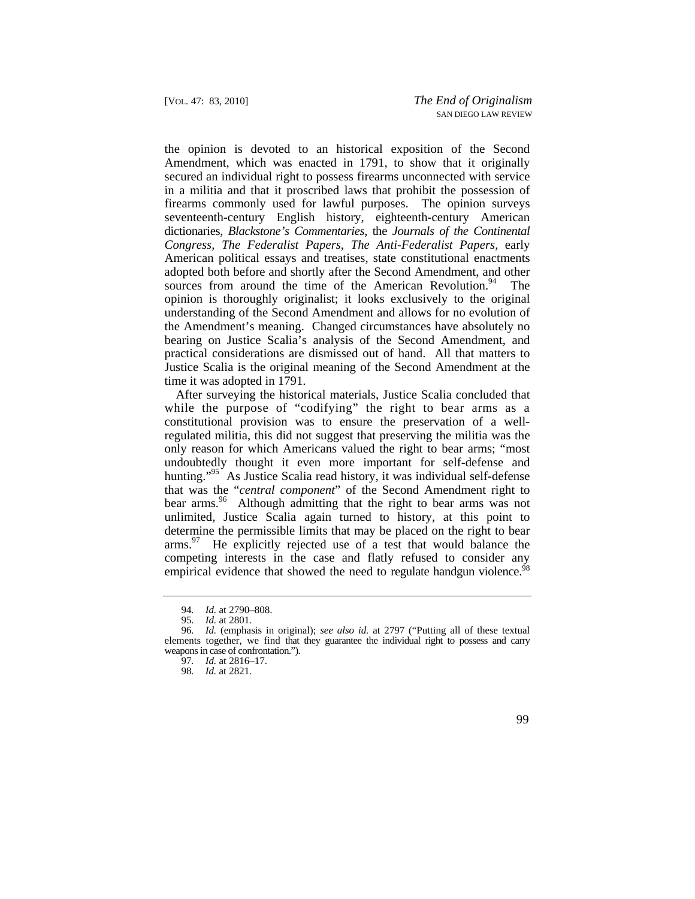the opinion is devoted to an historical exposition of the Second Amendment, which was enacted in 1791, to show that it originally secured an individual right to possess firearms unconnected with service in a militia and that it proscribed laws that prohibit the possession of firearms commonly used for lawful purposes. The opinion surveys seventeenth-century English history, eighteenth-century American dictionaries, *Blackstone's Commentaries*, the *Journals of the Continental Congress*, *The Federalist Papers*, *The Anti-Federalist Papers*, early American political essays and treatises, state constitutional enactments adopted both before and shortly after the Second Amendment, and other sources from around the time of the American Revolution.[94] The opinion is thoroughly originalist; it looks exclusively to the original understanding of the Second Amendment and allows for no evolution of the Amendment's meaning. Changed circumstances have absolutely no bearing on Justice Scalia's analysis of the Second Amendment, and practical considerations are dismissed out of hand. All that matters to Justice Scalia is the original meaning of the Second Amendment at the time it was adopted in 1791.

After surveying the historical materials, Justice Scalia concluded that while the purpose of "codifying" the right to bear arms as a constitutional provision was to ensure the preservation of a well-regulated militia, this did not suggest that preserving the militia was the only reason for which Americans valued the right to bear arms; "most undoubtedly thought it even more important for self-defense and hunting."[95] As Justice Scalia read history, it was individual self-defense that was the "*central component*" of the Second Amendment right to bear arms.[96] Although admitting that the right to bear arms was not unlimited, Justice Scalia again turned to history, at this point to determine the permissible limits that may be placed on the right to bear arms.[97] He explicitly rejected use of a test that would balance the competing interests in the case and flatly refused to consider any empirical evidence that showed the need to regulate handgun violence.[98]

---

94. *Id.* at 2790–808.

95. *Id.* at 2801.

96. *Id.* (emphasis in original); *see also id.* at 2797 ("Putting all of these textual elements together, we find that they guarantee the individual right to possess and carry weapons in case of confrontation.").

97. *Id.* at 2816–17.

98. *Id.* at 2821.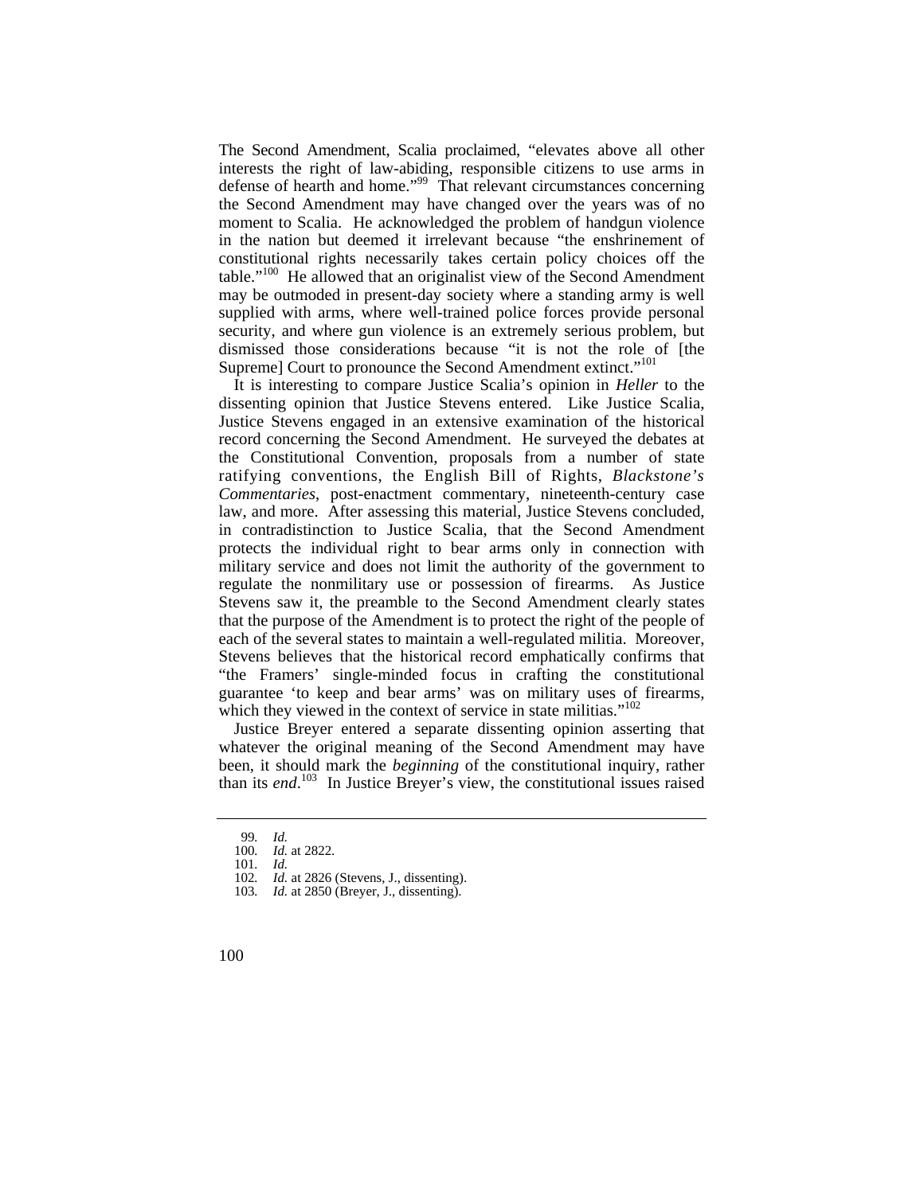The Second Amendment, Scalia proclaimed, "elevates above all other interests the right of law-abiding, responsible citizens to use arms in defense of hearth and home."[99] That relevant circumstances concerning the Second Amendment may have changed over the years was of no moment to Scalia. He acknowledged the problem of handgun violence in the nation but deemed it irrelevant because "the enshrinement of constitutional rights necessarily takes certain policy choices off the table."[100] He allowed that an originalist view of the Second Amendment may be outmoded in present-day society where a standing army is well supplied with arms, where well-trained police forces provide personal security, and where gun violence is an extremely serious problem, but dismissed those considerations because "it is not the role of [the Supreme] Court to pronounce the Second Amendment extinct."[101]

It is interesting to compare Justice Scalia's opinion in *Heller* to the dissenting opinion that Justice Stevens entered. Like Justice Scalia, Justice Stevens engaged in an extensive examination of the historical record concerning the Second Amendment. He surveyed the debates at the Constitutional Convention, proposals from a number of state ratifying conventions, the English Bill of Rights, *Blackstone's Commentaries*, post-enactment commentary, nineteenth-century case law, and more. After assessing this material, Justice Stevens concluded, in contradistinction to Justice Scalia, that the Second Amendment protects the individual right to bear arms only in connection with military service and does not limit the authority of the government to regulate the nonmilitary use or possession of firearms. As Justice Stevens saw it, the preamble to the Second Amendment clearly states that the purpose of the Amendment is to protect the right of the people of each of the several states to maintain a well-regulated militia. Moreover, Stevens believes that the historical record emphatically confirms that "the Framers' single-minded focus in crafting the constitutional guarantee 'to keep and bear arms' was on military uses of firearms, which they viewed in the context of service in state militias."[102]

Justice Breyer entered a separate dissenting opinion asserting that whatever the original meaning of the Second Amendment may have been, it should mark the *beginning* of the constitutional inquiry, rather than its *end*.[103] In Justice Breyer's view, the constitutional issues raised

---

99. *Id.*
100. *Id.* at 2822.
101. *Id.*
102. *Id.* at 2826 (Stevens, J., dissenting).
103. *Id.* at 2850 (Breyer, J., dissenting).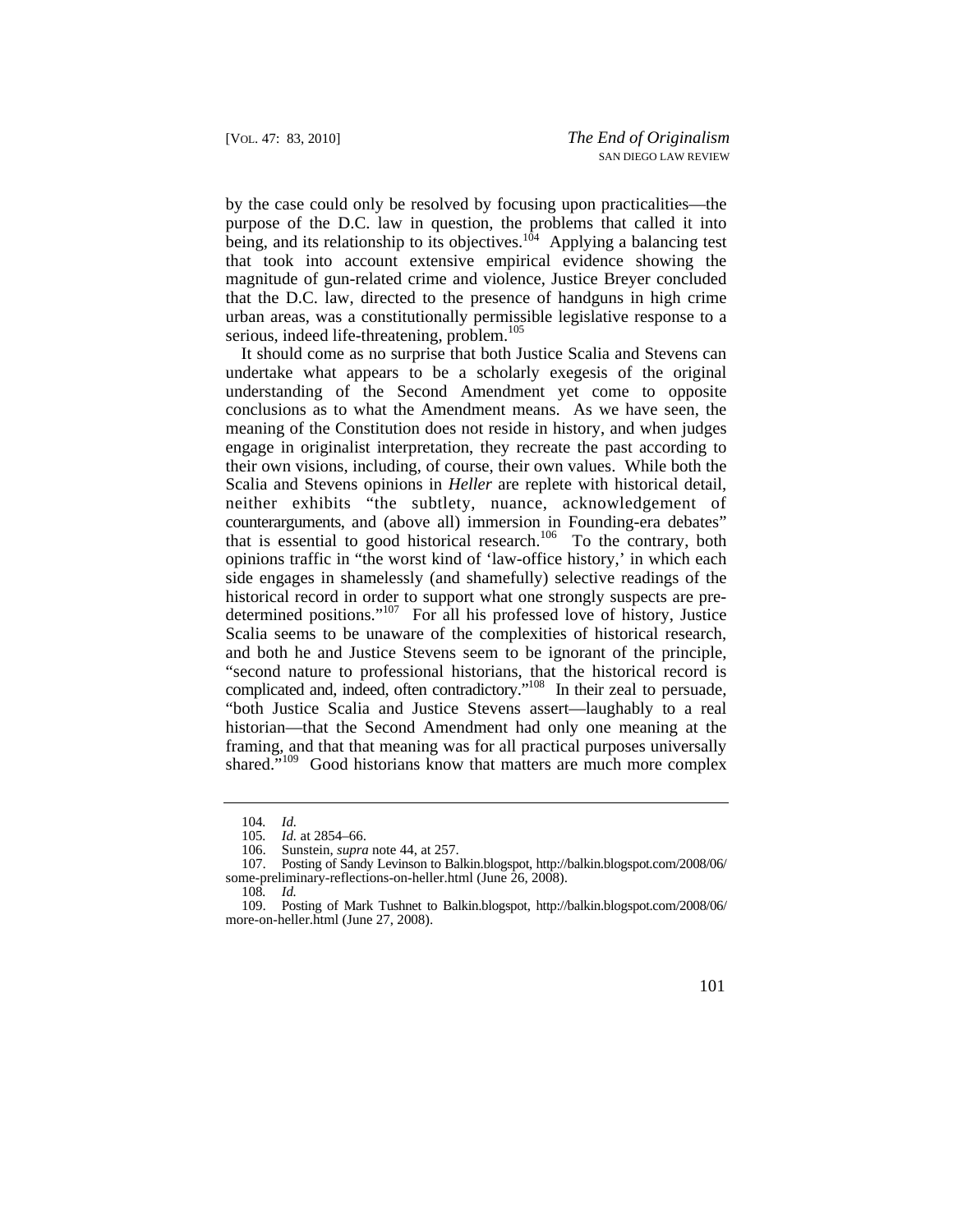by the case could only be resolved by focusing upon practicalities—the purpose of the D.C. law in question, the problems that called it into being, and its relationship to its objectives.[104] Applying a balancing test that took into account extensive empirical evidence showing the magnitude of gun-related crime and violence, Justice Breyer concluded that the D.C. law, directed to the presence of handguns in high crime urban areas, was a constitutionally permissible legislative response to a serious, indeed life-threatening, problem.[105]

It should come as no surprise that both Justice Scalia and Stevens can undertake what appears to be a scholarly exegesis of the original understanding of the Second Amendment yet come to opposite conclusions as to what the Amendment means. As we have seen, the meaning of the Constitution does not reside in history, and when judges engage in originalist interpretation, they recreate the past according to their own visions, including, of course, their own values. While both the Scalia and Stevens opinions in *Heller* are replete with historical detail, neither exhibits "the subtlety, nuance, acknowledgement of counterarguments, and (above all) immersion in Founding-era debates" that is essential to good historical research.[106] To the contrary, both opinions traffic in "the worst kind of 'law-office history,' in which each side engages in shamelessly (and shamefully) selective readings of the historical record in order to support what one strongly suspects are pre-determined positions."[107] For all his professed love of history, Justice Scalia seems to be unaware of the complexities of historical research, and both he and Justice Stevens seem to be ignorant of the principle, "second nature to professional historians, that the historical record is complicated and, indeed, often contradictory."[108] In their zeal to persuade, "both Justice Scalia and Justice Stevens assert—laughably to a real historian—that the Second Amendment had only one meaning at the framing, and that that meaning was for all practical purposes universally shared."[109] Good historians know that matters are much more complex

---

104. *Id.*

105. *Id.* at 2854–66.

106. Sunstein, *supra* note 44, at 257.

107. Posting of Sandy Levinson to Balkin.blogspot, http://balkin.blogspot.com/2008/06/some-preliminary-reflections-on-heller.html (June 26, 2008).

108. *Id.*

109. Posting of Mark Tushnet to Balkin.blogspot, http://balkin.blogspot.com/2008/06/more-on-heller.html (June 27, 2008).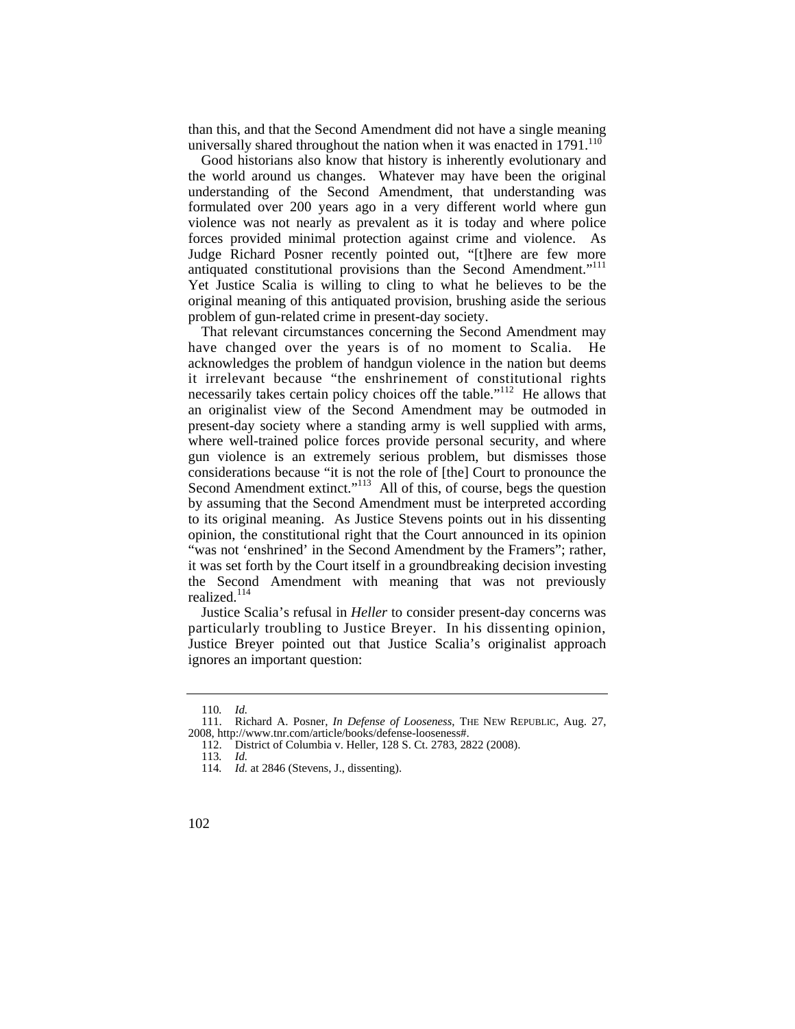than this, and that the Second Amendment did not have a single meaning universally shared throughout the nation when it was enacted in 1791.[110]

Good historians also know that history is inherently evolutionary and the world around us changes. Whatever may have been the original understanding of the Second Amendment, that understanding was formulated over 200 years ago in a very different world where gun violence was not nearly as prevalent as it is today and where police forces provided minimal protection against crime and violence. As Judge Richard Posner recently pointed out, "[t]here are few more antiquated constitutional provisions than the Second Amendment."[111] Yet Justice Scalia is willing to cling to what he believes to be the original meaning of this antiquated provision, brushing aside the serious problem of gun-related crime in present-day society.

That relevant circumstances concerning the Second Amendment may have changed over the years is of no moment to Scalia. He acknowledges the problem of handgun violence in the nation but deems it irrelevant because "the enshrinement of constitutional rights necessarily takes certain policy choices off the table."[112] He allows that an originalist view of the Second Amendment may be outmoded in present-day society where a standing army is well supplied with arms, where well-trained police forces provide personal security, and where gun violence is an extremely serious problem, but dismisses those considerations because "it is not the role of [the] Court to pronounce the Second Amendment extinct."[113] All of this, of course, begs the question by assuming that the Second Amendment must be interpreted according to its original meaning. As Justice Stevens points out in his dissenting opinion, the constitutional right that the Court announced in its opinion "was not 'enshrined' in the Second Amendment by the Framers"; rather, it was set forth by the Court itself in a groundbreaking decision investing the Second Amendment with meaning that was not previously realized.[114]

Justice Scalia's refusal in *Heller* to consider present-day concerns was particularly troubling to Justice Breyer. In his dissenting opinion, Justice Breyer pointed out that Justice Scalia's originalist approach ignores an important question:

---

110. *Id.*

111. Richard A. Posner, *In Defense of Looseness*, THE NEW REPUBLIC, Aug. 27, 2008, http://www.tnr.com/article/books/defense-looseness#.

112. District of Columbia v. Heller, 128 S. Ct. 2783, 2822 (2008).

113. *Id.*

114. *Id.* at 2846 (Stevens, J., dissenting).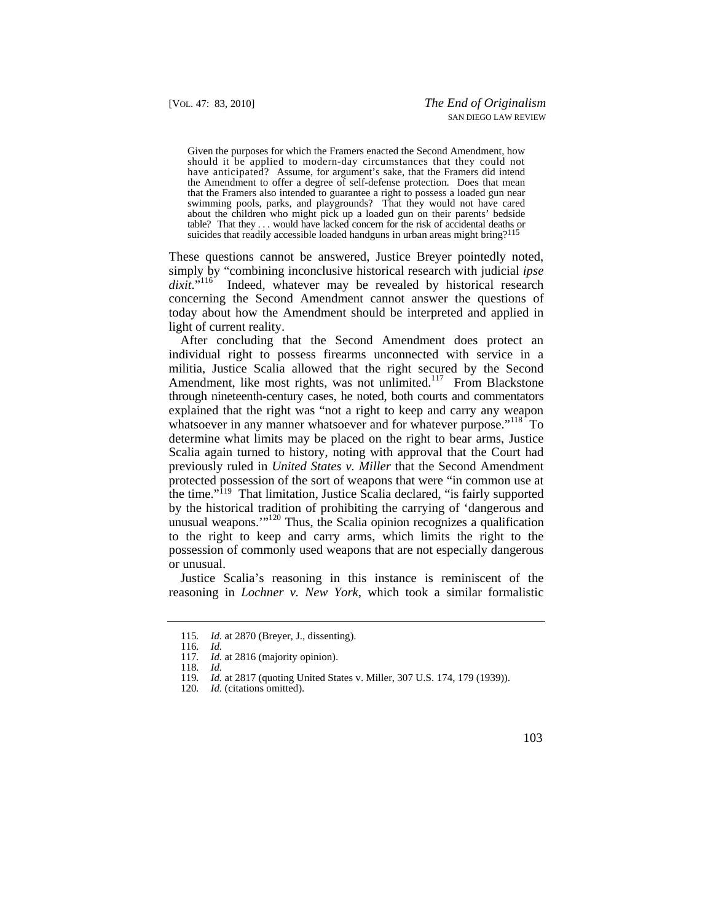> Given the purposes for which the Framers enacted the Second Amendment, how should it be applied to modern-day circumstances that they could not have anticipated? Assume, for argument's sake, that the Framers did intend the Amendment to offer a degree of self-defense protection. Does that mean that the Framers also intended to guarantee a right to possess a loaded gun near swimming pools, parks, and playgrounds? That they would not have cared about the children who might pick up a loaded gun on their parents' bedside table? That they . . . would have lacked concern for the risk of accidental deaths or suicides that readily accessible loaded handguns in urban areas might bring?[115]

These questions cannot be answered, Justice Breyer pointedly noted, simply by "combining inconclusive historical research with judicial *ipse dixit*."[116] Indeed, whatever may be revealed by historical research concerning the Second Amendment cannot answer the questions of today about how the Amendment should be interpreted and applied in light of current reality.

After concluding that the Second Amendment does protect an individual right to possess firearms unconnected with service in a militia, Justice Scalia allowed that the right secured by the Second Amendment, like most rights, was not unlimited.[117] From Blackstone through nineteenth-century cases, he noted, both courts and commentators explained that the right was "not a right to keep and carry any weapon whatsoever in any manner whatsoever and for whatever purpose."[118] To determine what limits may be placed on the right to bear arms, Justice Scalia again turned to history, noting with approval that the Court had previously ruled in *United States v. Miller* that the Second Amendment protected possession of the sort of weapons that were "in common use at the time."[119] That limitation, Justice Scalia declared, "is fairly supported by the historical tradition of prohibiting the carrying of 'dangerous and unusual weapons.'"[120] Thus, the Scalia opinion recognizes a qualification to the right to keep and carry arms, which limits the right to the possession of commonly used weapons that are not especially dangerous or unusual.

Justice Scalia's reasoning in this instance is reminiscent of the reasoning in *Lochner v. New York*, which took a similar formalistic

---

115. *Id.* at 2870 (Breyer, J., dissenting).
116. *Id.*
117. *Id.* at 2816 (majority opinion).
118. *Id.*
119. *Id.* at 2817 (quoting United States v. Miller, 307 U.S. 174, 179 (1939)).
120. *Id.* (citations omitted).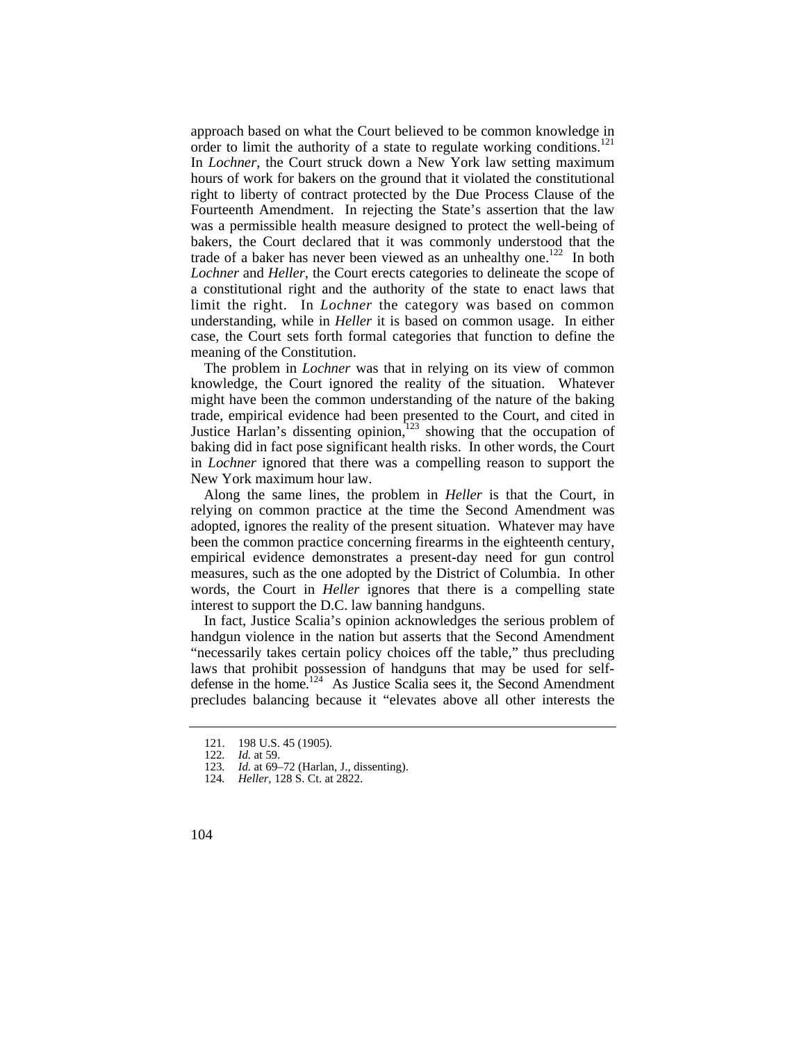approach based on what the Court believed to be common knowledge in order to limit the authority of a state to regulate working conditions.[121] In *Lochner*, the Court struck down a New York law setting maximum hours of work for bakers on the ground that it violated the constitutional right to liberty of contract protected by the Due Process Clause of the Fourteenth Amendment. In rejecting the State's assertion that the law was a permissible health measure designed to protect the well-being of bakers, the Court declared that it was commonly understood that the trade of a baker has never been viewed as an unhealthy one.[122] In both *Lochner* and *Heller*, the Court erects categories to delineate the scope of a constitutional right and the authority of the state to enact laws that limit the right. In *Lochner* the category was based on common understanding, while in *Heller* it is based on common usage. In either case, the Court sets forth formal categories that function to define the meaning of the Constitution.

The problem in *Lochner* was that in relying on its view of common knowledge, the Court ignored the reality of the situation. Whatever might have been the common understanding of the nature of the baking trade, empirical evidence had been presented to the Court, and cited in Justice Harlan's dissenting opinion,[123] showing that the occupation of baking did in fact pose significant health risks. In other words, the Court in *Lochner* ignored that there was a compelling reason to support the New York maximum hour law.

Along the same lines, the problem in *Heller* is that the Court, in relying on common practice at the time the Second Amendment was adopted, ignores the reality of the present situation. Whatever may have been the common practice concerning firearms in the eighteenth century, empirical evidence demonstrates a present-day need for gun control measures, such as the one adopted by the District of Columbia. In other words, the Court in *Heller* ignores that there is a compelling state interest to support the D.C. law banning handguns.

In fact, Justice Scalia's opinion acknowledges the serious problem of handgun violence in the nation but asserts that the Second Amendment "necessarily takes certain policy choices off the table," thus precluding laws that prohibit possession of handguns that may be used for self-defense in the home.[124] As Justice Scalia sees it, the Second Amendment precludes balancing because it "elevates above all other interests the

121. 198 U.S. 45 (1905).

122. *Id.* at 59.

123. *Id.* at 69–72 (Harlan, J., dissenting).

124. *Heller*, 128 S. Ct. at 2822.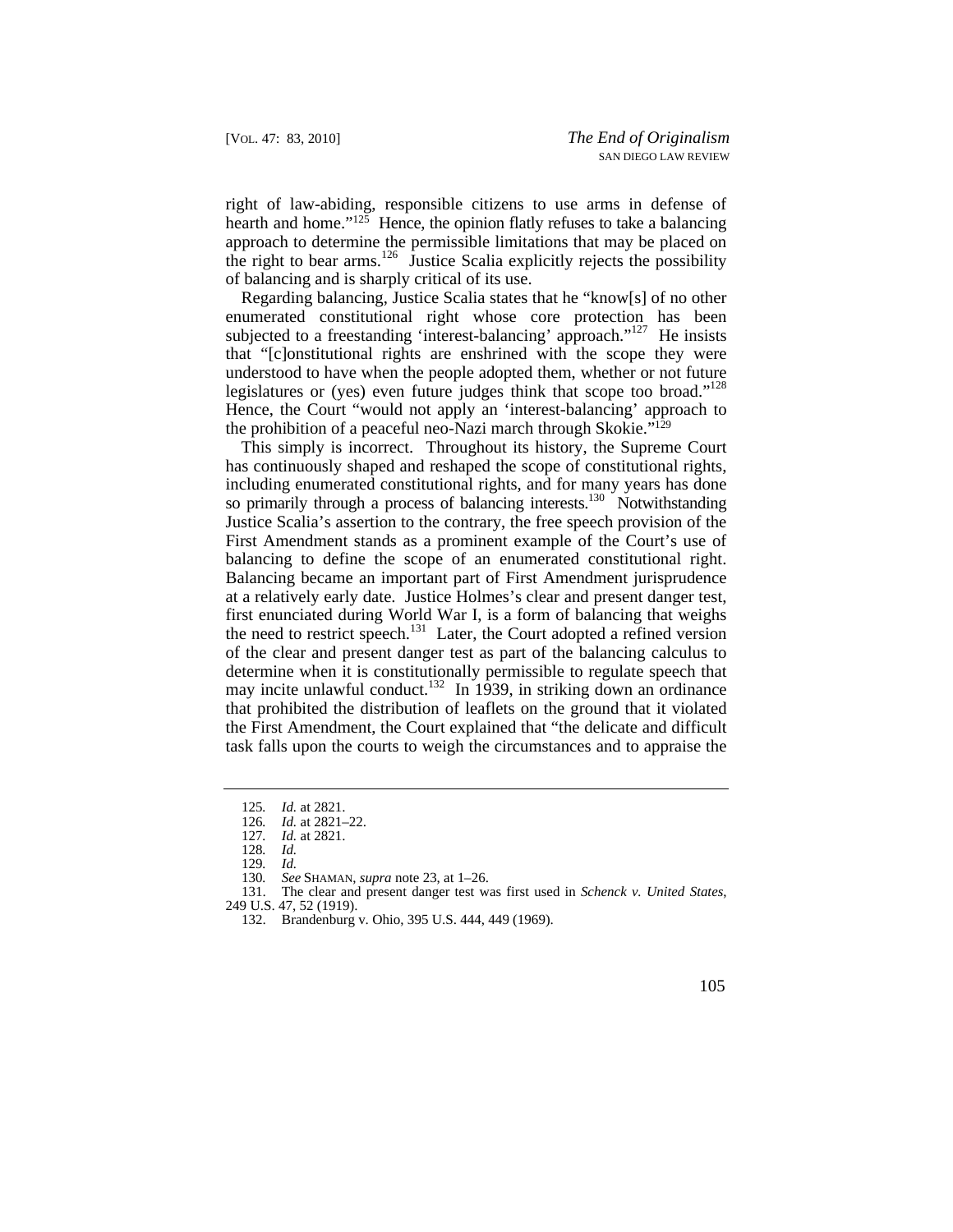right of law-abiding, responsible citizens to use arms in defense of hearth and home."[125] Hence, the opinion flatly refuses to take a balancing approach to determine the permissible limitations that may be placed on the right to bear arms.[126] Justice Scalia explicitly rejects the possibility of balancing and is sharply critical of its use.

Regarding balancing, Justice Scalia states that he "know[s] of no other enumerated constitutional right whose core protection has been subjected to a freestanding 'interest-balancing' approach."[127] He insists that "[c]onstitutional rights are enshrined with the scope they were understood to have when the people adopted them, whether or not future legislatures or (yes) even future judges think that scope too broad."[128] Hence, the Court "would not apply an 'interest-balancing' approach to the prohibition of a peaceful neo-Nazi march through Skokie."[129]

This simply is incorrect. Throughout its history, the Supreme Court has continuously shaped and reshaped the scope of constitutional rights, including enumerated constitutional rights, and for many years has done so primarily through a process of balancing interests.[130] Notwithstanding Justice Scalia's assertion to the contrary, the free speech provision of the First Amendment stands as a prominent example of the Court's use of balancing to define the scope of an enumerated constitutional right. Balancing became an important part of First Amendment jurisprudence at a relatively early date. Justice Holmes's clear and present danger test, first enunciated during World War I, is a form of balancing that weighs the need to restrict speech.[131] Later, the Court adopted a refined version of the clear and present danger test as part of the balancing calculus to determine when it is constitutionally permissible to regulate speech that may incite unlawful conduct.[132] In 1939, in striking down an ordinance that prohibited the distribution of leaflets on the ground that it violated the First Amendment, the Court explained that "the delicate and difficult task falls upon the courts to weigh the circumstances and to appraise the

---

125. *Id.* at 2821.

126. *Id.* at 2821–22.

127. *Id.* at 2821.

128. *Id.*

129. *Id.*

130. *See* SHAMAN, *supra* note 23, at 1–26.

131. The clear and present danger test was first used in *Schenck v. United States*, 249 U.S. 47, 52 (1919).

132. Brandenburg v. Ohio, 395 U.S. 444, 449 (1969).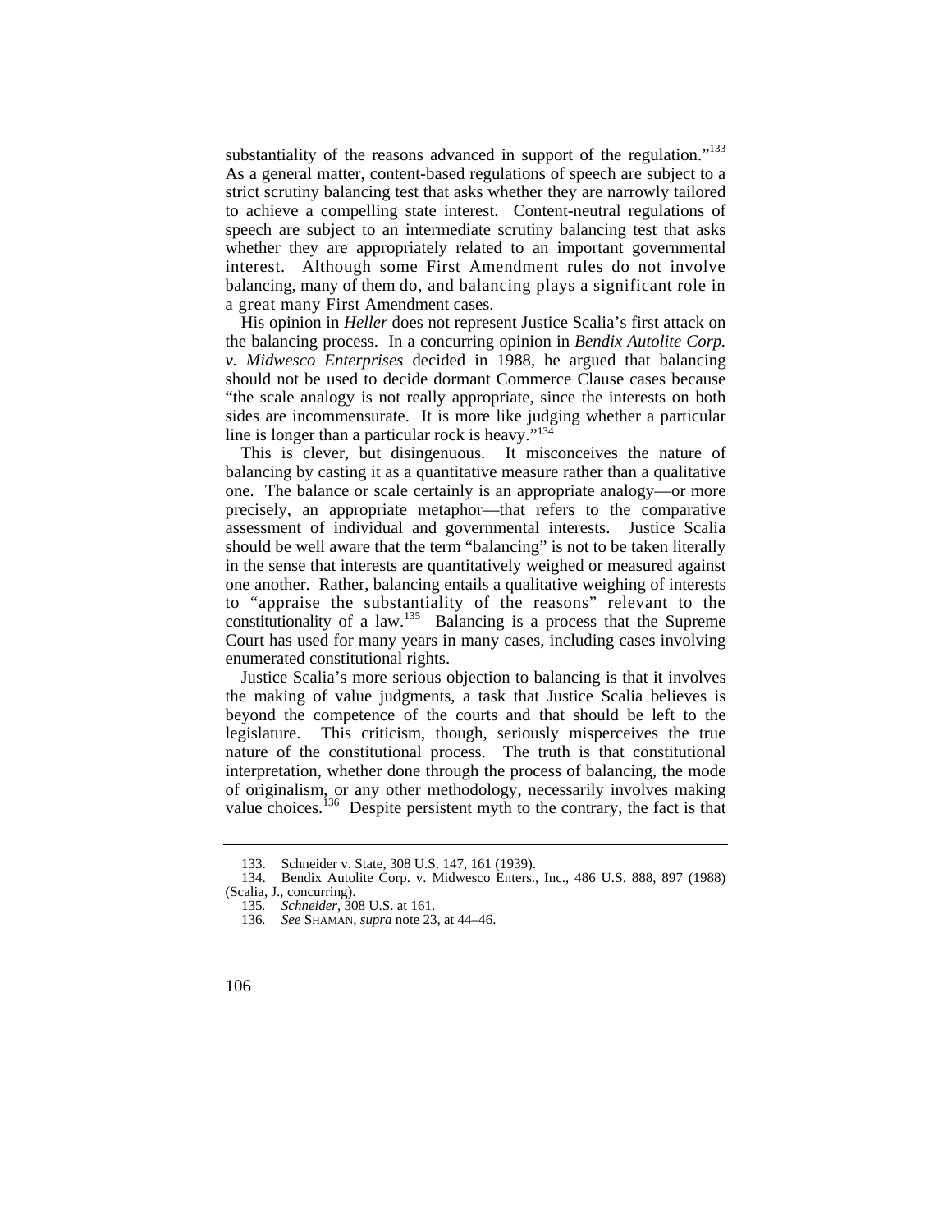substantiality of the reasons advanced in support of the regulation."[133] As a general matter, content-based regulations of speech are subject to a strict scrutiny balancing test that asks whether they are narrowly tailored to achieve a compelling state interest. Content-neutral regulations of speech are subject to an intermediate scrutiny balancing test that asks whether they are appropriately related to an important governmental interest. Although some First Amendment rules do not involve balancing, many of them do, and balancing plays a significant role in a great many First Amendment cases.

His opinion in *Heller* does not represent Justice Scalia's first attack on the balancing process. In a concurring opinion in *Bendix Autolite Corp. v. Midwesco Enterprises* decided in 1988, he argued that balancing should not be used to decide dormant Commerce Clause cases because "the scale analogy is not really appropriate, since the interests on both sides are incommensurate. It is more like judging whether a particular line is longer than a particular rock is heavy."[134]

This is clever, but disingenuous. It misconceives the nature of balancing by casting it as a quantitative measure rather than a qualitative one. The balance or scale certainly is an appropriate analogy—or more precisely, an appropriate metaphor—that refers to the comparative assessment of individual and governmental interests. Justice Scalia should be well aware that the term "balancing" is not to be taken literally in the sense that interests are quantitatively weighed or measured against one another. Rather, balancing entails a qualitative weighing of interests to "appraise the substantiality of the reasons" relevant to the constitutionality of a law.[135] Balancing is a process that the Supreme Court has used for many years in many cases, including cases involving enumerated constitutional rights.

Justice Scalia's more serious objection to balancing is that it involves the making of value judgments, a task that Justice Scalia believes is beyond the competence of the courts and that should be left to the legislature. This criticism, though, seriously misperceives the true nature of the constitutional process. The truth is that constitutional interpretation, whether done through the process of balancing, the mode of originalism, or any other methodology, necessarily involves making value choices.[136] Despite persistent myth to the contrary, the fact is that

---

133. Schneider v. State, 308 U.S. 147, 161 (1939).

134. Bendix Autolite Corp. v. Midwesco Enters., Inc., 486 U.S. 888, 897 (1988) (Scalia, J., concurring).

135. *Schneider*, 308 U.S. at 161.

136. *See* SHAMAN, *supra* note 23, at 44–46.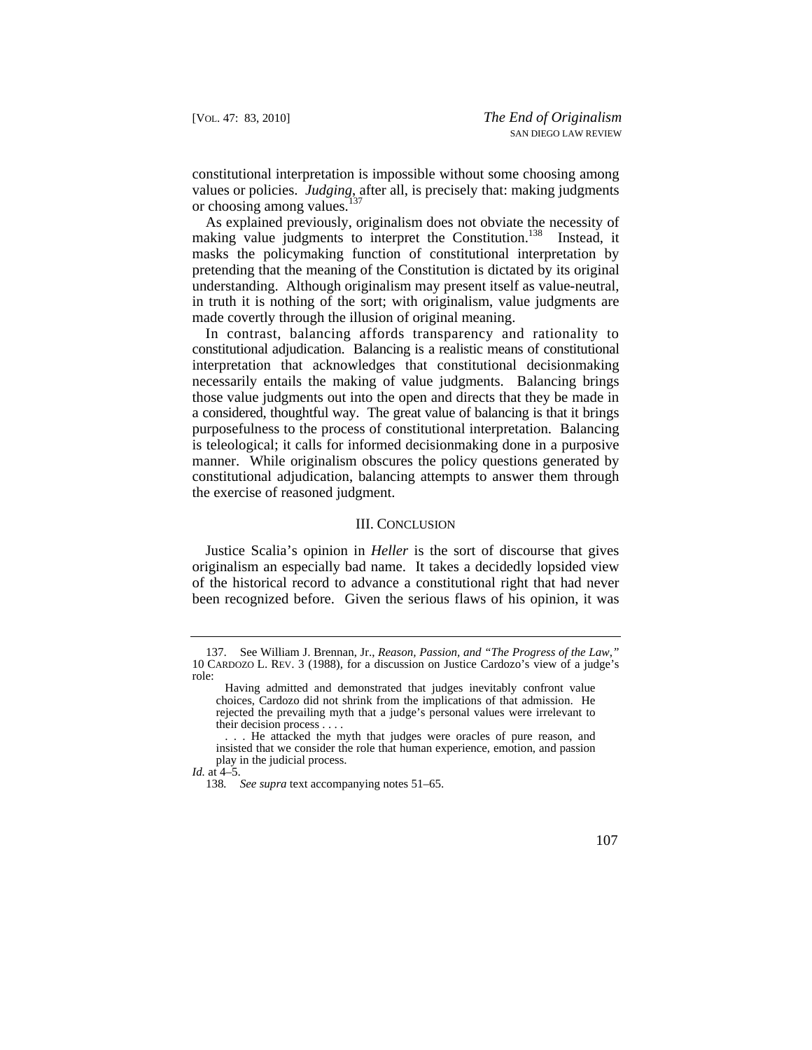constitutional interpretation is impossible without some choosing among values or policies. *Judging*, after all, is precisely that: making judgments or choosing among values.[137]

As explained previously, originalism does not obviate the necessity of making value judgments to interpret the Constitution.[138] Instead, it masks the policymaking function of constitutional interpretation by pretending that the meaning of the Constitution is dictated by its original understanding. Although originalism may present itself as value-neutral, in truth it is nothing of the sort; with originalism, value judgments are made covertly through the illusion of original meaning.

In contrast, balancing affords transparency and rationality to constitutional adjudication. Balancing is a realistic means of constitutional interpretation that acknowledges that constitutional decisionmaking necessarily entails the making of value judgments. Balancing brings those value judgments out into the open and directs that they be made in a considered, thoughtful way. The great value of balancing is that it brings purposefulness to the process of constitutional interpretation. Balancing is teleological; it calls for informed decisionmaking done in a purposive manner. While originalism obscures the policy questions generated by constitutional adjudication, balancing attempts to answer them through the exercise of reasoned judgment.

## III. Conclusion

Justice Scalia's opinion in *Heller* is the sort of discourse that gives originalism an especially bad name. It takes a decidedly lopsided view of the historical record to advance a constitutional right that had never been recognized before. Given the serious flaws of his opinion, it was

---

137. See William J. Brennan, Jr., *Reason, Passion, and "The Progress of the Law,"* 10 CARDOZO L. REV. 3 (1988), for a discussion on Justice Cardozo's view of a judge's role:

> Having admitted and demonstrated that judges inevitably confront value choices, Cardozo did not shrink from the implications of that admission. He rejected the prevailing myth that a judge's personal values were irrelevant to their decision process . . . .
>
> . . . He attacked the myth that judges were oracles of pure reason, and insisted that we consider the role that human experience, emotion, and passion play in the judicial process.

*Id.* at 4–5.

138. *See supra* text accompanying notes 51–65.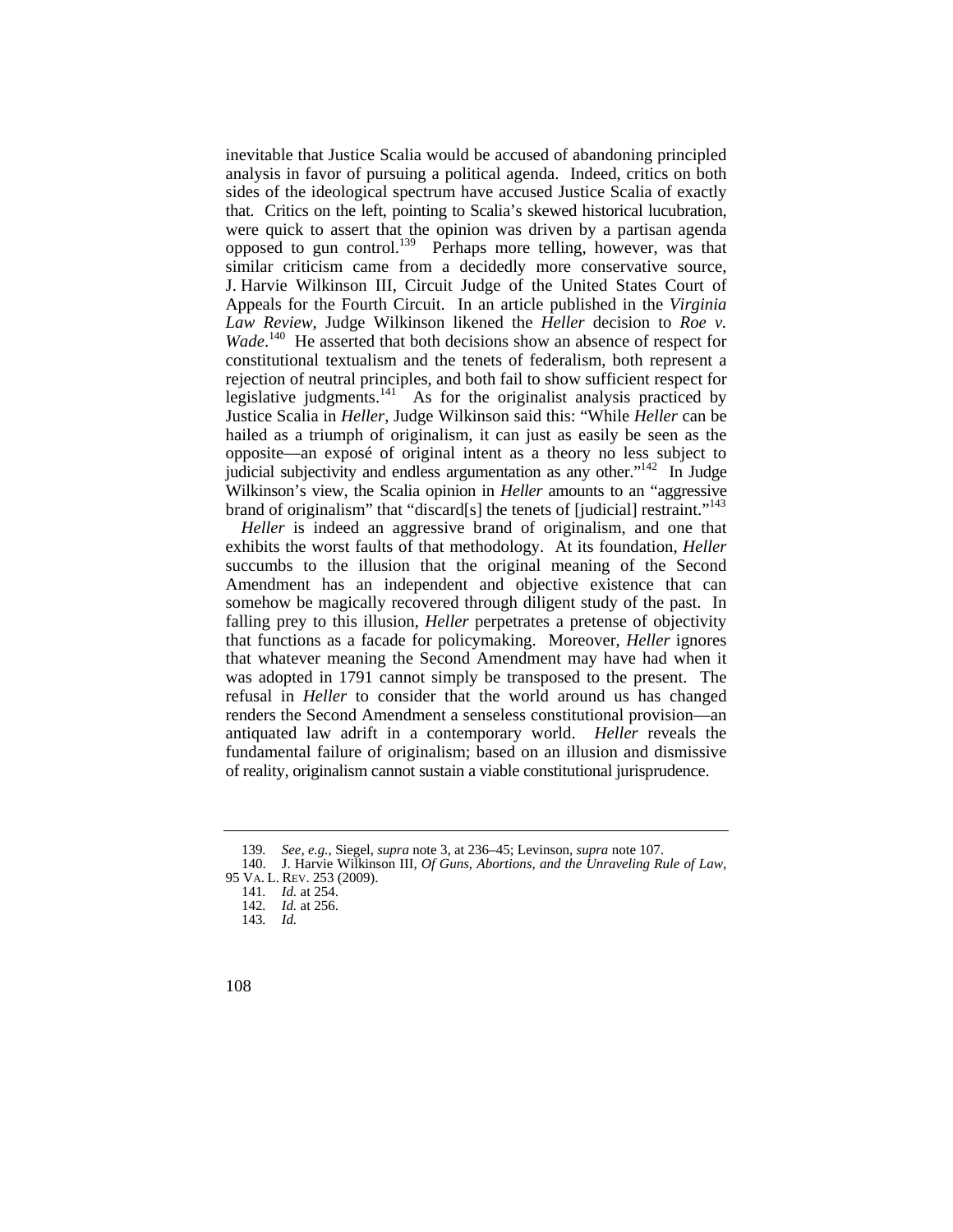inevitable that Justice Scalia would be accused of abandoning principled analysis in favor of pursuing a political agenda. Indeed, critics on both sides of the ideological spectrum have accused Justice Scalia of exactly that. Critics on the left, pointing to Scalia's skewed historical lucubration, were quick to assert that the opinion was driven by a partisan agenda opposed to gun control.[139] Perhaps more telling, however, was that similar criticism came from a decidedly more conservative source, J. Harvie Wilkinson III, Circuit Judge of the United States Court of Appeals for the Fourth Circuit. In an article published in the *Virginia Law Review*, Judge Wilkinson likened the *Heller* decision to *Roe v. Wade*.[140] He asserted that both decisions show an absence of respect for constitutional textualism and the tenets of federalism, both represent a rejection of neutral principles, and both fail to show sufficient respect for legislative judgments.[141] As for the originalist analysis practiced by Justice Scalia in *Heller*, Judge Wilkinson said this: "While *Heller* can be hailed as a triumph of originalism, it can just as easily be seen as the opposite—an exposé of original intent as a theory no less subject to judicial subjectivity and endless argumentation as any other."[142] In Judge Wilkinson's view, the Scalia opinion in *Heller* amounts to an "aggressive brand of originalism" that "discard[s] the tenets of [judicial] restraint."[143]

*Heller* is indeed an aggressive brand of originalism, and one that exhibits the worst faults of that methodology. At its foundation, *Heller* succumbs to the illusion that the original meaning of the Second Amendment has an independent and objective existence that can somehow be magically recovered through diligent study of the past. In falling prey to this illusion, *Heller* perpetrates a pretense of objectivity that functions as a facade for policymaking. Moreover, *Heller* ignores that whatever meaning the Second Amendment may have had when it was adopted in 1791 cannot simply be transposed to the present. The refusal in *Heller* to consider that the world around us has changed renders the Second Amendment a senseless constitutional provision—an antiquated law adrift in a contemporary world. *Heller* reveals the fundamental failure of originalism; based on an illusion and dismissive of reality, originalism cannot sustain a viable constitutional jurisprudence.

---

139. *See, e.g.*, Siegel, *supra* note 3, at 236–45; Levinson, *supra* note 107.

140. J. Harvie Wilkinson III, *Of Guns, Abortions, and the Unraveling Rule of Law*, 95 VA. L. REV. 253 (2009).

141. *Id.* at 254.

142. *Id.* at 256.

143. *Id.*